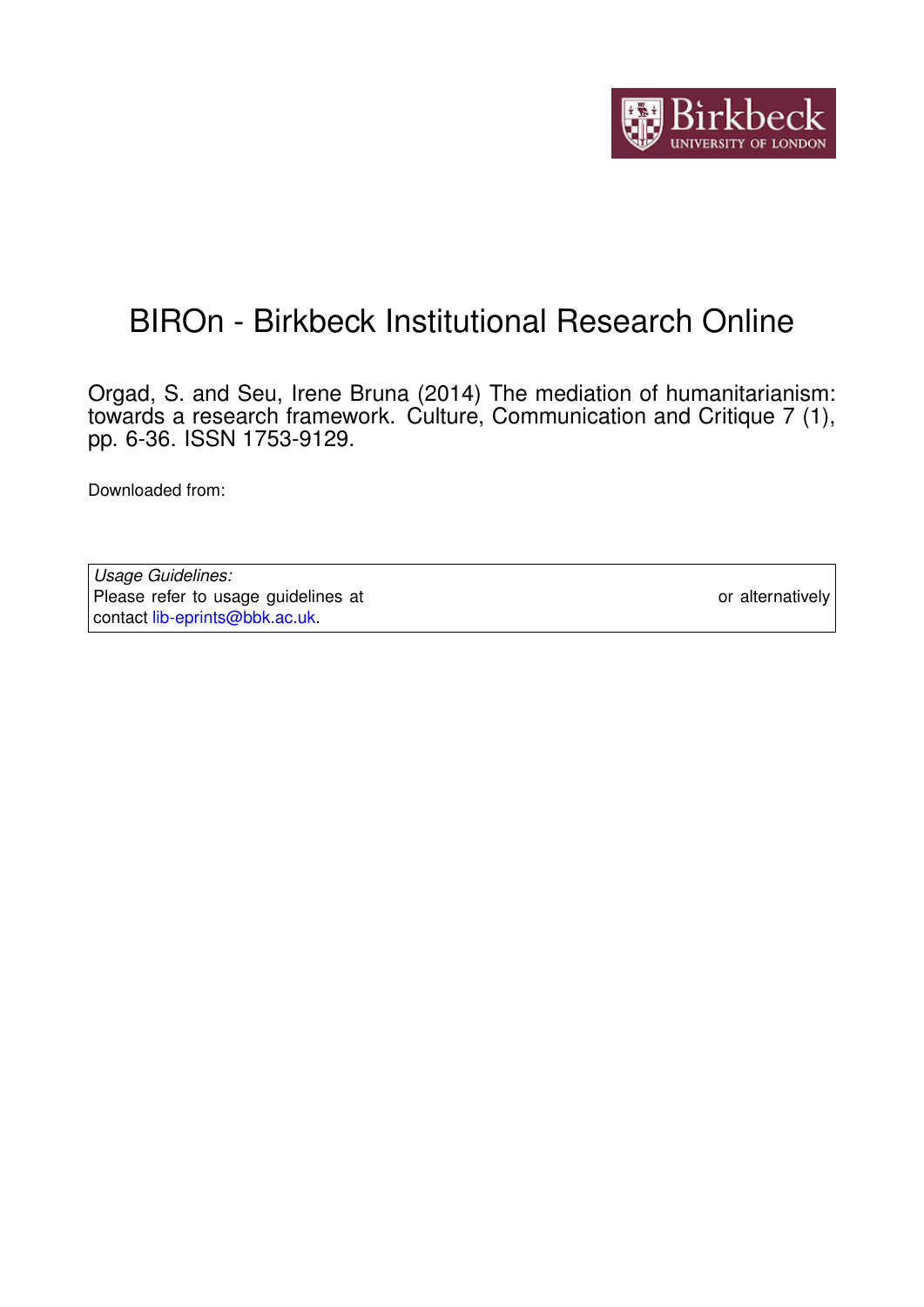# BIROn - Birkbeck Institutional Research Online

Orgad, S. and Seu, Irene Bruna (2014) The mediation of humanitarianism: towards a research framework. Culture, Communication and Critique 7 (1), pp. 6-36. ISSN 1753-9129.

Downloaded from:

*Usage Guidelines:*
Please refer to usage guidelines at or alternatively contact lib-eprints@bbk.ac.uk.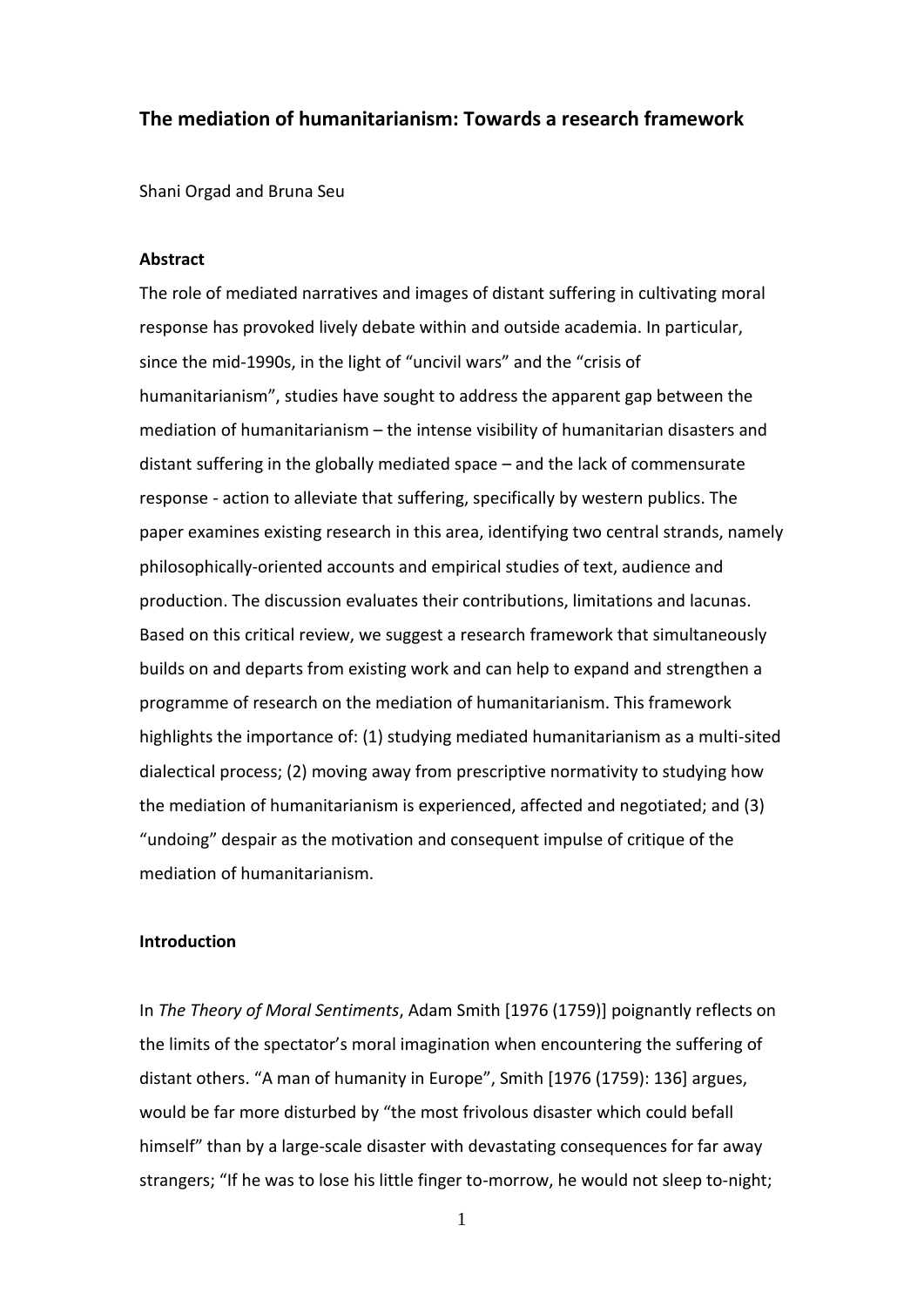# The mediation of humanitarianism: Towards a research framework

Shani Orgad and Bruna Seu

**Abstract**

The role of mediated narratives and images of distant suffering in cultivating moral response has provoked lively debate within and outside academia. In particular, since the mid-1990s, in the light of "uncivil wars" and the "crisis of humanitarianism", studies have sought to address the apparent gap between the mediation of humanitarianism – the intense visibility of humanitarian disasters and distant suffering in the globally mediated space – and the lack of commensurate response - action to alleviate that suffering, specifically by western publics. The paper examines existing research in this area, identifying two central strands, namely philosophically-oriented accounts and empirical studies of text, audience and production. The discussion evaluates their contributions, limitations and lacunas. Based on this critical review, we suggest a research framework that simultaneously builds on and departs from existing work and can help to expand and strengthen a programme of research on the mediation of humanitarianism. This framework highlights the importance of: (1) studying mediated humanitarianism as a multi-sited dialectical process; (2) moving away from prescriptive normativity to studying how the mediation of humanitarianism is experienced, affected and negotiated; and (3) "undoing" despair as the motivation and consequent impulse of critique of the mediation of humanitarianism.

**Introduction**

In *The Theory of Moral Sentiments*, Adam Smith [1976 (1759)] poignantly reflects on the limits of the spectator's moral imagination when encountering the suffering of distant others. "A man of humanity in Europe", Smith [1976 (1759): 136] argues, would be far more disturbed by "the most frivolous disaster which could befall himself" than by a large-scale disaster with devastating consequences for far away strangers; "If he was to lose his little finger to-morrow, he would not sleep to-night;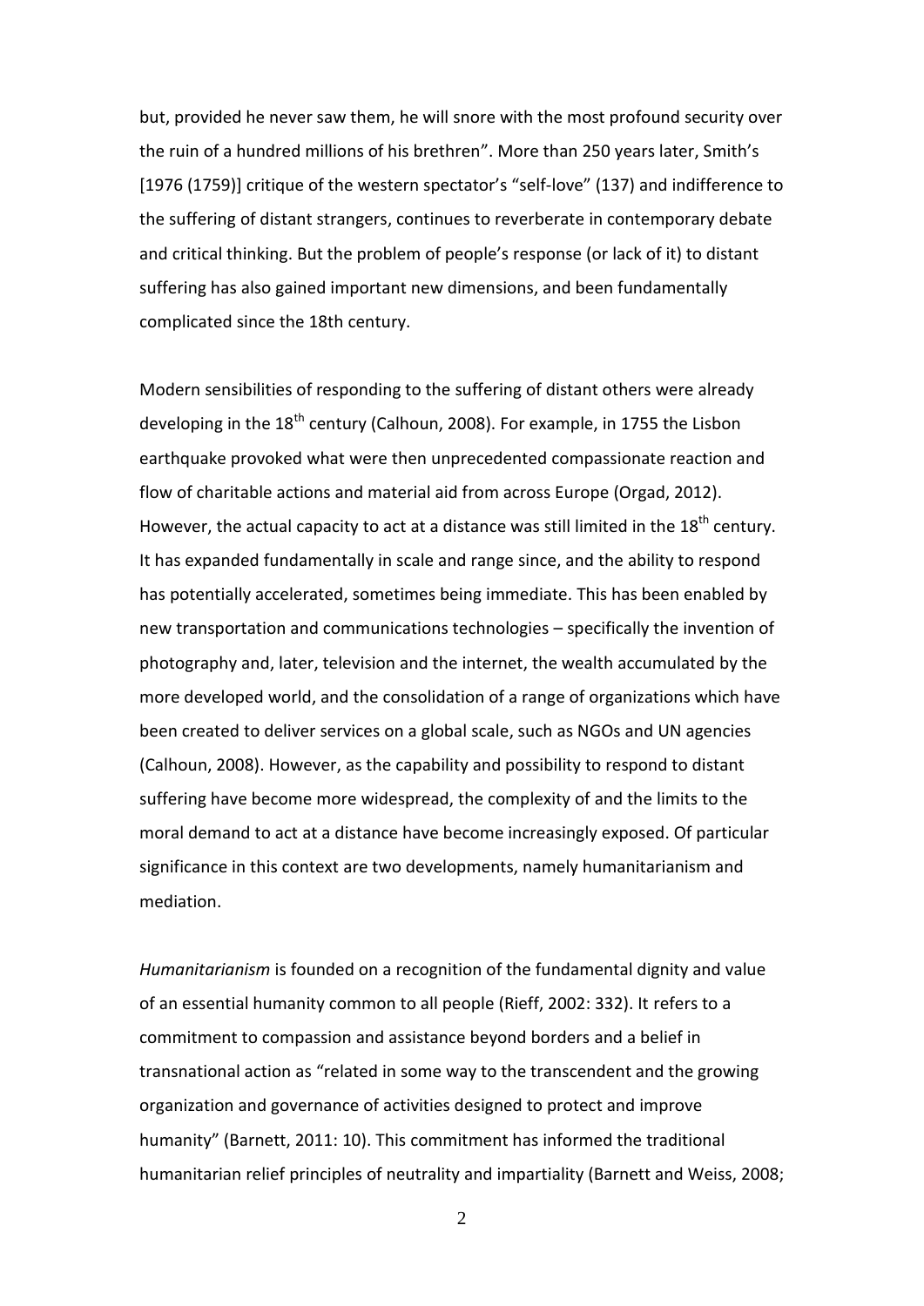but, provided he never saw them, he will snore with the most profound security over the ruin of a hundred millions of his brethren". More than 250 years later, Smith's [1976 (1759)] critique of the western spectator's "self-love" (137) and indifference to the suffering of distant strangers, continues to reverberate in contemporary debate and critical thinking. But the problem of people's response (or lack of it) to distant suffering has also gained important new dimensions, and been fundamentally complicated since the 18th century.

Modern sensibilities of responding to the suffering of distant others were already developing in the 18th century (Calhoun, 2008). For example, in 1755 the Lisbon earthquake provoked what were then unprecedented compassionate reaction and flow of charitable actions and material aid from across Europe (Orgad, 2012). However, the actual capacity to act at a distance was still limited in the 18th century. It has expanded fundamentally in scale and range since, and the ability to respond has potentially accelerated, sometimes being immediate. This has been enabled by new transportation and communications technologies – specifically the invention of photography and, later, television and the internet, the wealth accumulated by the more developed world, and the consolidation of a range of organizations which have been created to deliver services on a global scale, such as NGOs and UN agencies (Calhoun, 2008). However, as the capability and possibility to respond to distant suffering have become more widespread, the complexity of and the limits to the moral demand to act at a distance have become increasingly exposed. Of particular significance in this context are two developments, namely humanitarianism and mediation.

*Humanitarianism* is founded on a recognition of the fundamental dignity and value of an essential humanity common to all people (Rieff, 2002: 332). It refers to a commitment to compassion and assistance beyond borders and a belief in transnational action as "related in some way to the transcendent and the growing organization and governance of activities designed to protect and improve humanity" (Barnett, 2011: 10). This commitment has informed the traditional humanitarian relief principles of neutrality and impartiality (Barnett and Weiss, 2008;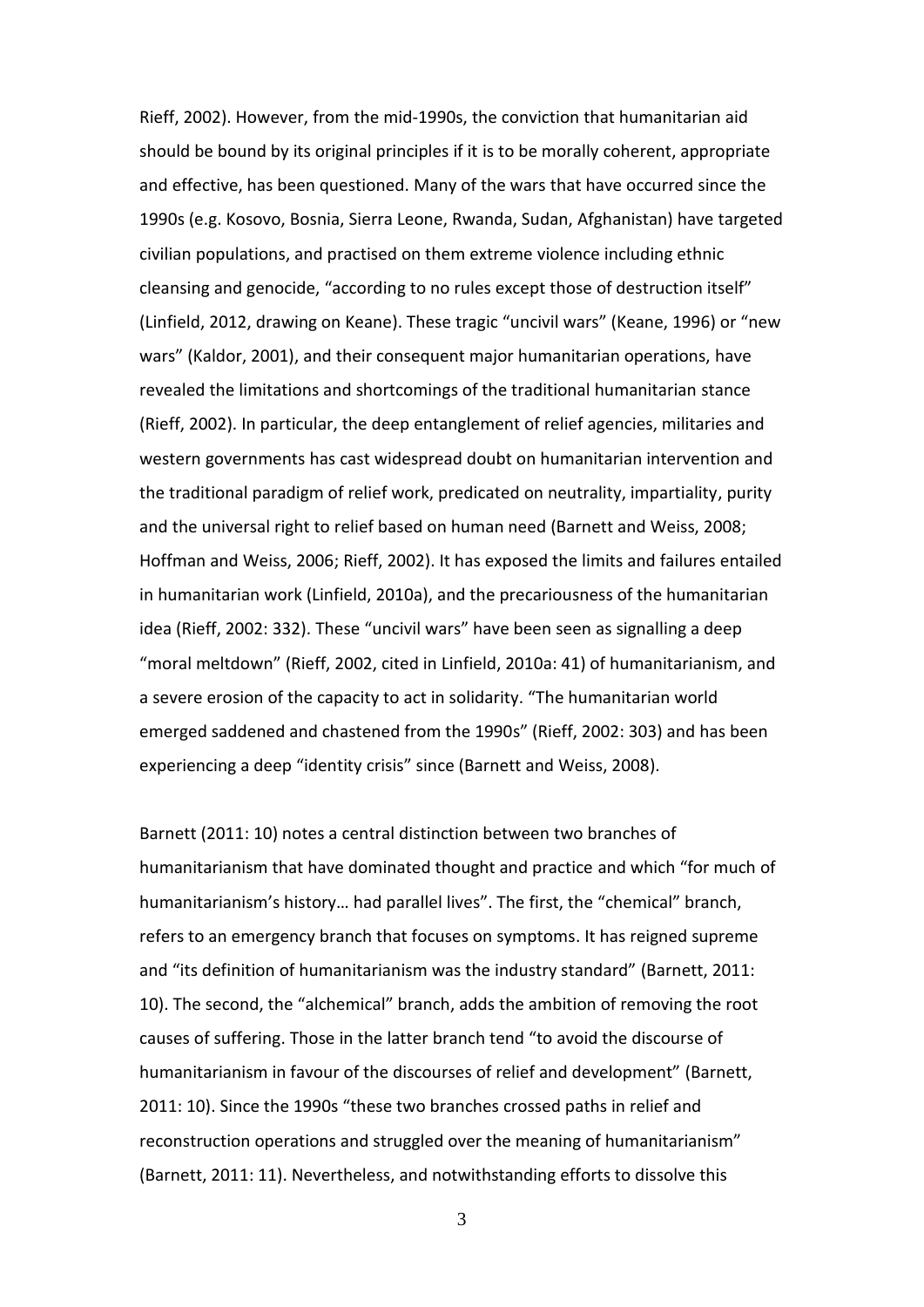Rieff, 2002). However, from the mid-1990s, the conviction that humanitarian aid should be bound by its original principles if it is to be morally coherent, appropriate and effective, has been questioned. Many of the wars that have occurred since the 1990s (e.g. Kosovo, Bosnia, Sierra Leone, Rwanda, Sudan, Afghanistan) have targeted civilian populations, and practised on them extreme violence including ethnic cleansing and genocide, "according to no rules except those of destruction itself" (Linfield, 2012, drawing on Keane). These tragic "uncivil wars" (Keane, 1996) or "new wars" (Kaldor, 2001), and their consequent major humanitarian operations, have revealed the limitations and shortcomings of the traditional humanitarian stance (Rieff, 2002). In particular, the deep entanglement of relief agencies, militaries and western governments has cast widespread doubt on humanitarian intervention and the traditional paradigm of relief work, predicated on neutrality, impartiality, purity and the universal right to relief based on human need (Barnett and Weiss, 2008; Hoffman and Weiss, 2006; Rieff, 2002). It has exposed the limits and failures entailed in humanitarian work (Linfield, 2010a), and the precariousness of the humanitarian idea (Rieff, 2002: 332). These "uncivil wars" have been seen as signalling a deep "moral meltdown" (Rieff, 2002, cited in Linfield, 2010a: 41) of humanitarianism, and a severe erosion of the capacity to act in solidarity. "The humanitarian world emerged saddened and chastened from the 1990s" (Rieff, 2002: 303) and has been experiencing a deep "identity crisis" since (Barnett and Weiss, 2008).

Barnett (2011: 10) notes a central distinction between two branches of humanitarianism that have dominated thought and practice and which "for much of humanitarianism's history… had parallel lives". The first, the "chemical" branch, refers to an emergency branch that focuses on symptoms. It has reigned supreme and "its definition of humanitarianism was the industry standard" (Barnett, 2011: 10). The second, the "alchemical" branch, adds the ambition of removing the root causes of suffering. Those in the latter branch tend "to avoid the discourse of humanitarianism in favour of the discourses of relief and development" (Barnett, 2011: 10). Since the 1990s "these two branches crossed paths in relief and reconstruction operations and struggled over the meaning of humanitarianism" (Barnett, 2011: 11). Nevertheless, and notwithstanding efforts to dissolve this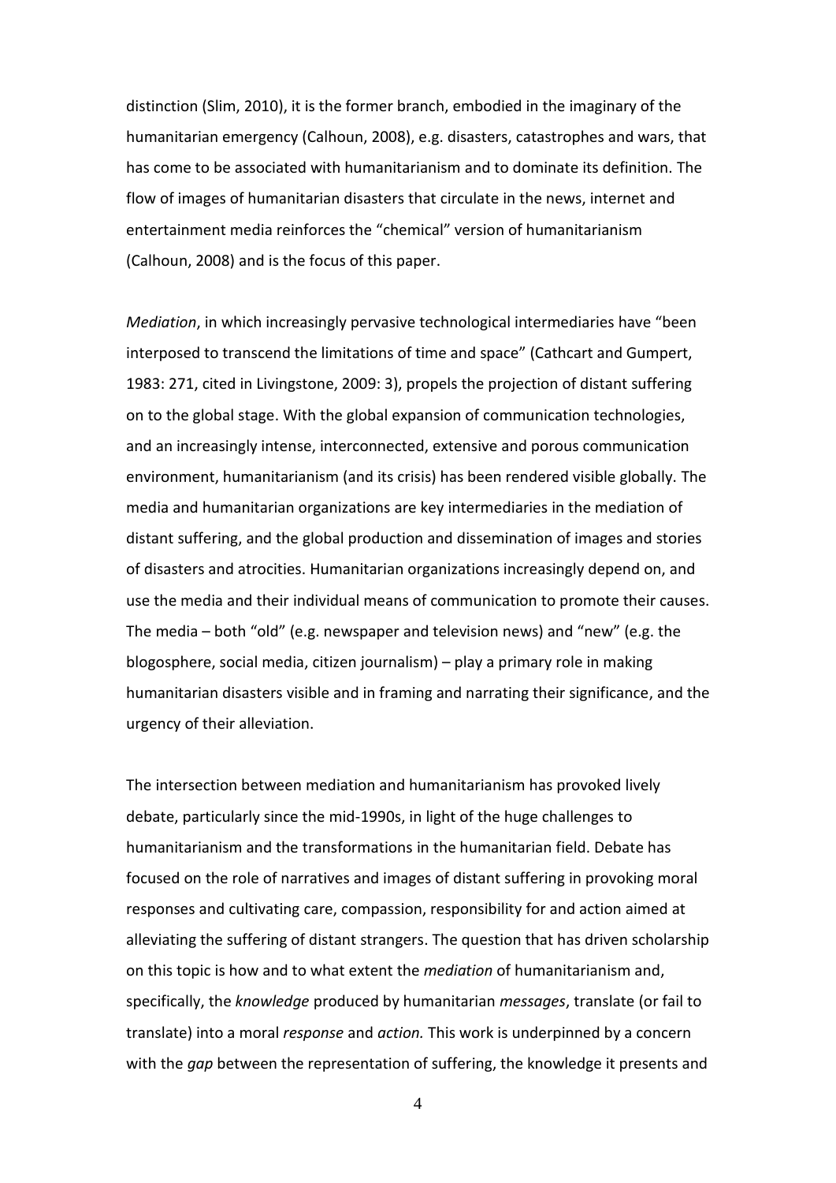distinction (Slim, 2010), it is the former branch, embodied in the imaginary of the humanitarian emergency (Calhoun, 2008), e.g. disasters, catastrophes and wars, that has come to be associated with humanitarianism and to dominate its definition. The flow of images of humanitarian disasters that circulate in the news, internet and entertainment media reinforces the "chemical" version of humanitarianism (Calhoun, 2008) and is the focus of this paper.

*Mediation*, in which increasingly pervasive technological intermediaries have "been interposed to transcend the limitations of time and space" (Cathcart and Gumpert, 1983: 271, cited in Livingstone, 2009: 3), propels the projection of distant suffering on to the global stage. With the global expansion of communication technologies, and an increasingly intense, interconnected, extensive and porous communication environment, humanitarianism (and its crisis) has been rendered visible globally. The media and humanitarian organizations are key intermediaries in the mediation of distant suffering, and the global production and dissemination of images and stories of disasters and atrocities. Humanitarian organizations increasingly depend on, and use the media and their individual means of communication to promote their causes. The media – both "old" (e.g. newspaper and television news) and "new" (e.g. the blogosphere, social media, citizen journalism) – play a primary role in making humanitarian disasters visible and in framing and narrating their significance, and the urgency of their alleviation.

The intersection between mediation and humanitarianism has provoked lively debate, particularly since the mid-1990s, in light of the huge challenges to humanitarianism and the transformations in the humanitarian field. Debate has focused on the role of narratives and images of distant suffering in provoking moral responses and cultivating care, compassion, responsibility for and action aimed at alleviating the suffering of distant strangers. The question that has driven scholarship on this topic is how and to what extent the *mediation* of humanitarianism and, specifically, the *knowledge* produced by humanitarian *messages*, translate (or fail to translate) into a moral *response* and *action.* This work is underpinned by a concern with the *gap* between the representation of suffering, the knowledge it presents and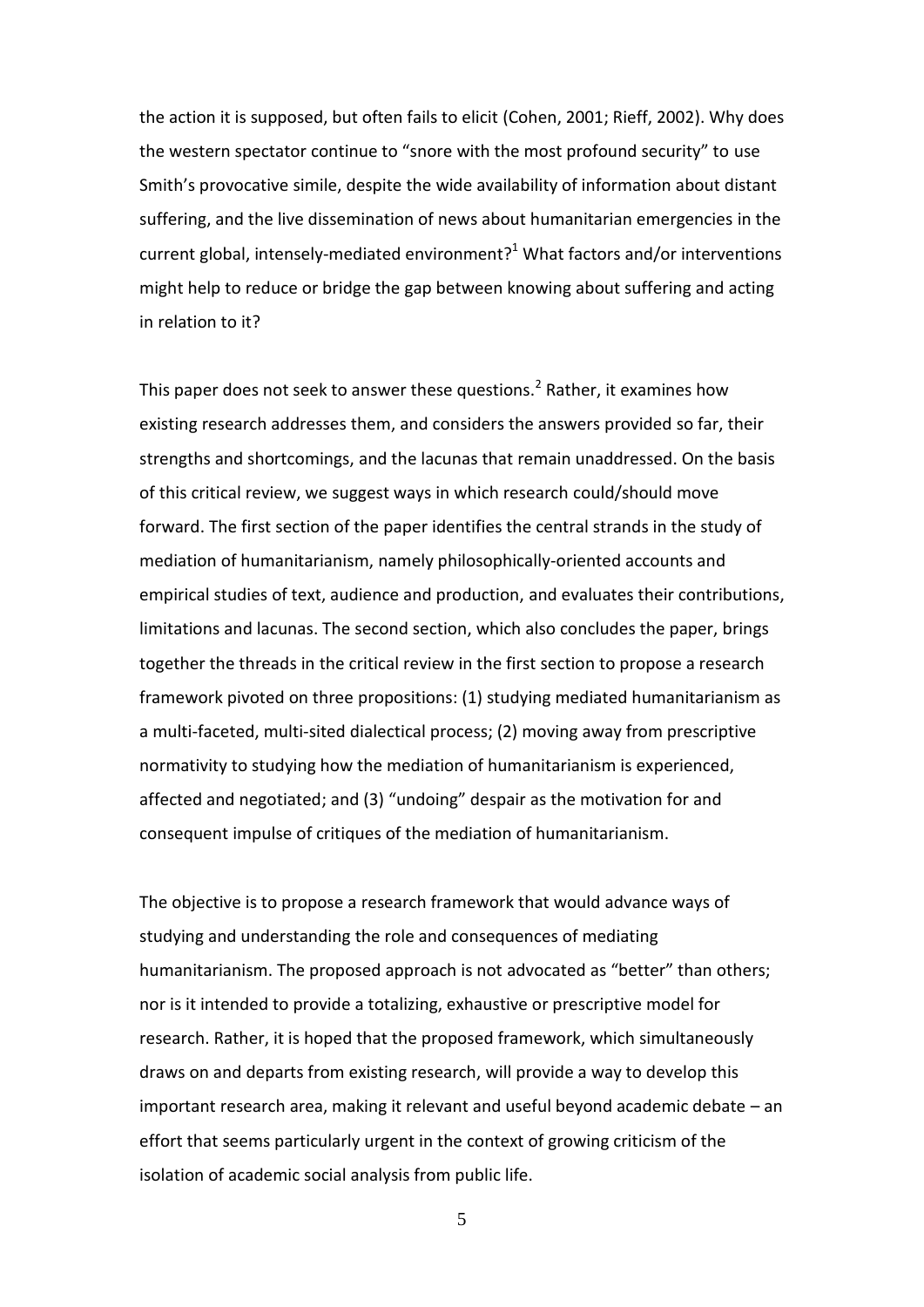the action it is supposed, but often fails to elicit (Cohen, 2001; Rieff, 2002). Why does the western spectator continue to "snore with the most profound security" to use Smith's provocative simile, despite the wide availability of information about distant suffering, and the live dissemination of news about humanitarian emergencies in the current global, intensely-mediated environment?[1] What factors and/or interventions might help to reduce or bridge the gap between knowing about suffering and acting in relation to it?

This paper does not seek to answer these questions.[2] Rather, it examines how existing research addresses them, and considers the answers provided so far, their strengths and shortcomings, and the lacunas that remain unaddressed. On the basis of this critical review, we suggest ways in which research could/should move forward. The first section of the paper identifies the central strands in the study of mediation of humanitarianism, namely philosophically-oriented accounts and empirical studies of text, audience and production, and evaluates their contributions, limitations and lacunas. The second section, which also concludes the paper, brings together the threads in the critical review in the first section to propose a research framework pivoted on three propositions: (1) studying mediated humanitarianism as a multi-faceted, multi-sited dialectical process; (2) moving away from prescriptive normativity to studying how the mediation of humanitarianism is experienced, affected and negotiated; and (3) "undoing" despair as the motivation for and consequent impulse of critiques of the mediation of humanitarianism.

The objective is to propose a research framework that would advance ways of studying and understanding the role and consequences of mediating humanitarianism. The proposed approach is not advocated as "better" than others; nor is it intended to provide a totalizing, exhaustive or prescriptive model for research. Rather, it is hoped that the proposed framework, which simultaneously draws on and departs from existing research, will provide a way to develop this important research area, making it relevant and useful beyond academic debate – an effort that seems particularly urgent in the context of growing criticism of the isolation of academic social analysis from public life.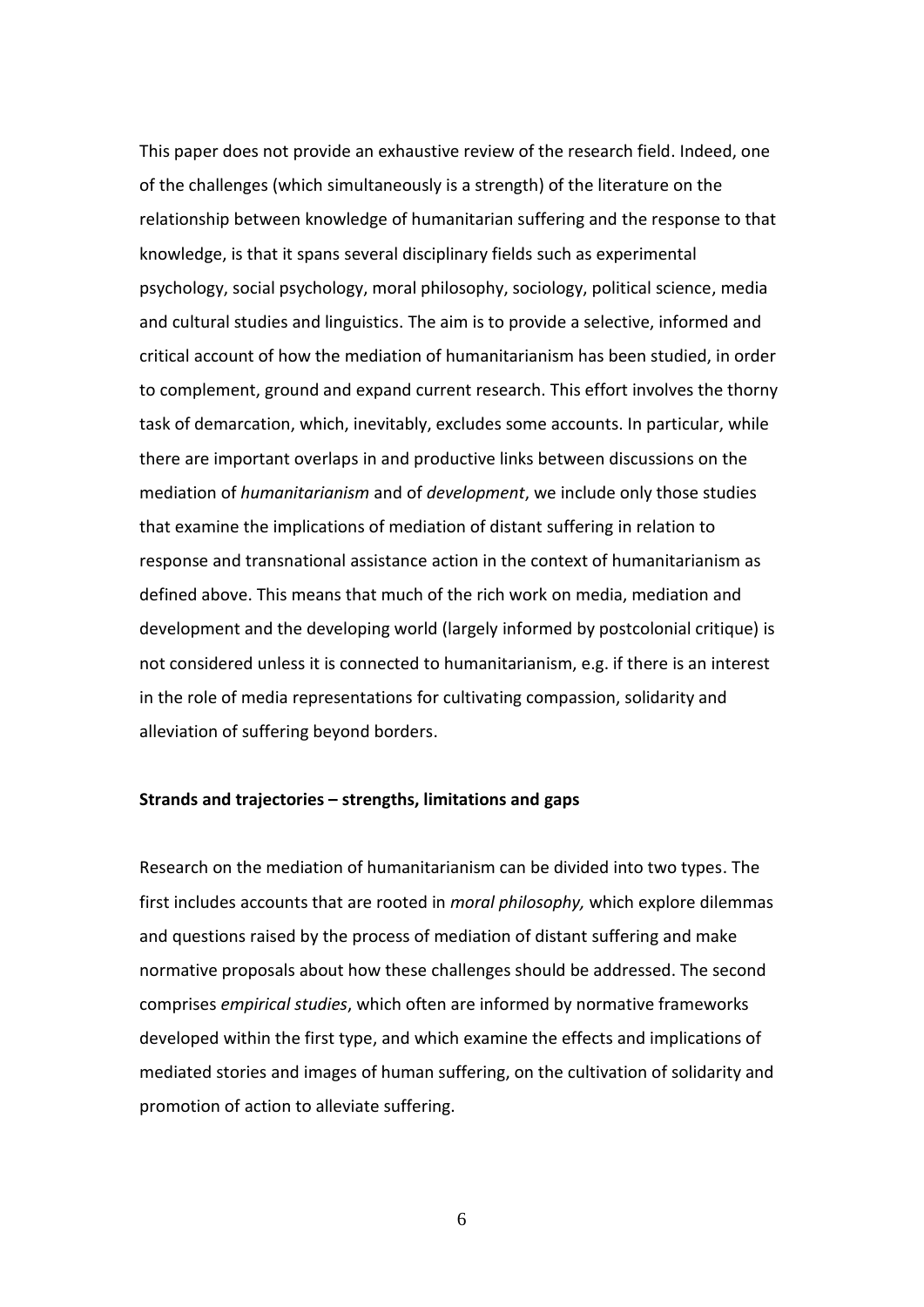This paper does not provide an exhaustive review of the research field. Indeed, one of the challenges (which simultaneously is a strength) of the literature on the relationship between knowledge of humanitarian suffering and the response to that knowledge, is that it spans several disciplinary fields such as experimental psychology, social psychology, moral philosophy, sociology, political science, media and cultural studies and linguistics. The aim is to provide a selective, informed and critical account of how the mediation of humanitarianism has been studied, in order to complement, ground and expand current research. This effort involves the thorny task of demarcation, which, inevitably, excludes some accounts. In particular, while there are important overlaps in and productive links between discussions on the mediation of *humanitarianism* and of *development*, we include only those studies that examine the implications of mediation of distant suffering in relation to response and transnational assistance action in the context of humanitarianism as defined above. This means that much of the rich work on media, mediation and development and the developing world (largely informed by postcolonial critique) is not considered unless it is connected to humanitarianism, e.g. if there is an interest in the role of media representations for cultivating compassion, solidarity and alleviation of suffering beyond borders.

**Strands and trajectories – strengths, limitations and gaps**

Research on the mediation of humanitarianism can be divided into two types. The first includes accounts that are rooted in *moral philosophy,* which explore dilemmas and questions raised by the process of mediation of distant suffering and make normative proposals about how these challenges should be addressed. The second comprises *empirical studies*, which often are informed by normative frameworks developed within the first type, and which examine the effects and implications of mediated stories and images of human suffering, on the cultivation of solidarity and promotion of action to alleviate suffering.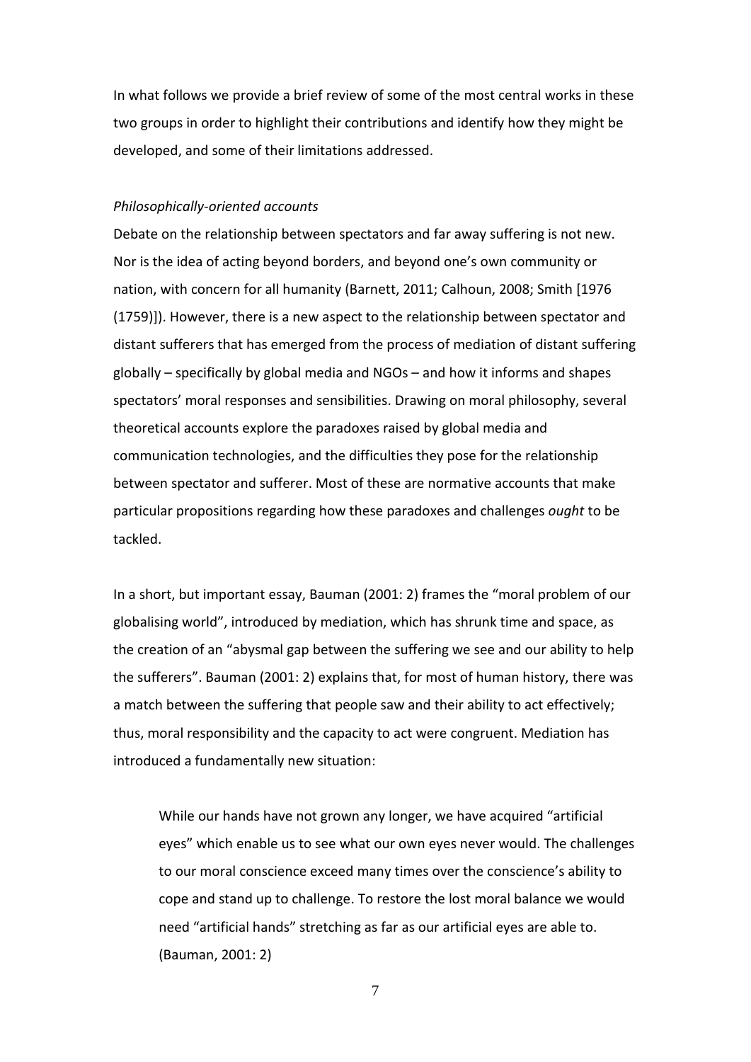In what follows we provide a brief review of some of the most central works in these two groups in order to highlight their contributions and identify how they might be developed, and some of their limitations addressed.

*Philosophically-oriented accounts*

Debate on the relationship between spectators and far away suffering is not new. Nor is the idea of acting beyond borders, and beyond one's own community or nation, with concern for all humanity (Barnett, 2011; Calhoun, 2008; Smith [1976 (1759)]). However, there is a new aspect to the relationship between spectator and distant sufferers that has emerged from the process of mediation of distant suffering globally – specifically by global media and NGOs – and how it informs and shapes spectators' moral responses and sensibilities. Drawing on moral philosophy, several theoretical accounts explore the paradoxes raised by global media and communication technologies, and the difficulties they pose for the relationship between spectator and sufferer. Most of these are normative accounts that make particular propositions regarding how these paradoxes and challenges *ought* to be tackled.

In a short, but important essay, Bauman (2001: 2) frames the "moral problem of our globalising world", introduced by mediation, which has shrunk time and space, as the creation of an "abysmal gap between the suffering we see and our ability to help the sufferers". Bauman (2001: 2) explains that, for most of human history, there was a match between the suffering that people saw and their ability to act effectively; thus, moral responsibility and the capacity to act were congruent. Mediation has introduced a fundamentally new situation:

> While our hands have not grown any longer, we have acquired "artificial eyes" which enable us to see what our own eyes never would. The challenges to our moral conscience exceed many times over the conscience's ability to cope and stand up to challenge. To restore the lost moral balance we would need "artificial hands" stretching as far as our artificial eyes are able to. (Bauman, 2001: 2)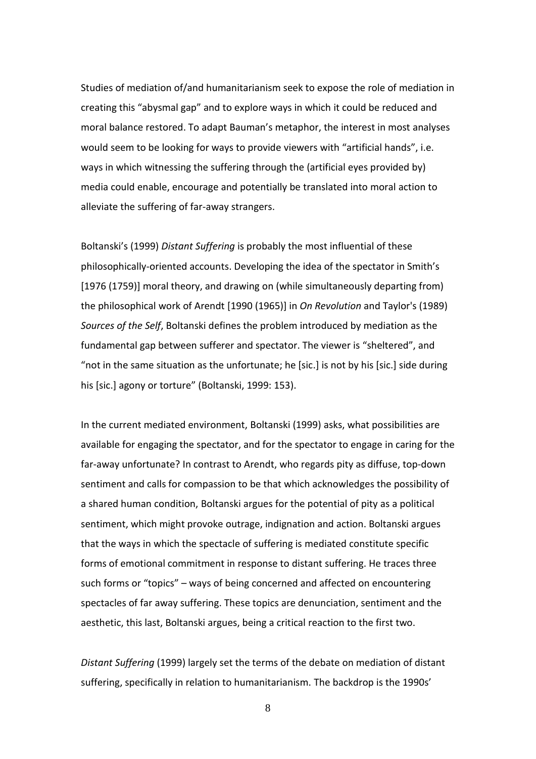Studies of mediation of/and humanitarianism seek to expose the role of mediation in creating this "abysmal gap" and to explore ways in which it could be reduced and moral balance restored. To adapt Bauman's metaphor, the interest in most analyses would seem to be looking for ways to provide viewers with "artificial hands", i.e. ways in which witnessing the suffering through the (artificial eyes provided by) media could enable, encourage and potentially be translated into moral action to alleviate the suffering of far-away strangers.

Boltanski's (1999) *Distant Suffering* is probably the most influential of these philosophically-oriented accounts. Developing the idea of the spectator in Smith's [1976 (1759)] moral theory, and drawing on (while simultaneously departing from) the philosophical work of Arendt [1990 (1965)] in *On Revolution* and Taylor's (1989) *Sources of the Self*, Boltanski defines the problem introduced by mediation as the fundamental gap between sufferer and spectator. The viewer is "sheltered", and "not in the same situation as the unfortunate; he [sic.] is not by his [sic.] side during his [sic.] agony or torture" (Boltanski, 1999: 153).

In the current mediated environment, Boltanski (1999) asks, what possibilities are available for engaging the spectator, and for the spectator to engage in caring for the far-away unfortunate? In contrast to Arendt, who regards pity as diffuse, top-down sentiment and calls for compassion to be that which acknowledges the possibility of a shared human condition, Boltanski argues for the potential of pity as a political sentiment, which might provoke outrage, indignation and action. Boltanski argues that the ways in which the spectacle of suffering is mediated constitute specific forms of emotional commitment in response to distant suffering. He traces three such forms or "topics" – ways of being concerned and affected on encountering spectacles of far away suffering. These topics are denunciation, sentiment and the aesthetic, this last, Boltanski argues, being a critical reaction to the first two.

*Distant Suffering* (1999) largely set the terms of the debate on mediation of distant suffering, specifically in relation to humanitarianism. The backdrop is the 1990s'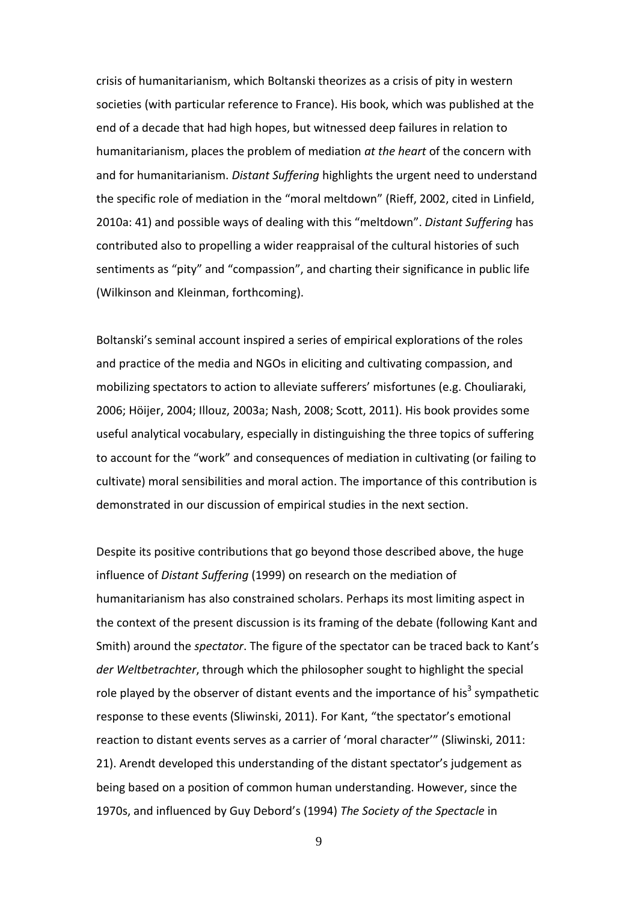crisis of humanitarianism, which Boltanski theorizes as a crisis of pity in western societies (with particular reference to France). His book, which was published at the end of a decade that had high hopes, but witnessed deep failures in relation to humanitarianism, places the problem of mediation *at the heart* of the concern with and for humanitarianism. *Distant Suffering* highlights the urgent need to understand the specific role of mediation in the "moral meltdown" (Rieff, 2002, cited in Linfield, 2010a: 41) and possible ways of dealing with this "meltdown". *Distant Suffering* has contributed also to propelling a wider reappraisal of the cultural histories of such sentiments as "pity" and "compassion", and charting their significance in public life (Wilkinson and Kleinman, forthcoming).

Boltanski's seminal account inspired a series of empirical explorations of the roles and practice of the media and NGOs in eliciting and cultivating compassion, and mobilizing spectators to action to alleviate sufferers' misfortunes (e.g. Chouliaraki, 2006; Höijer, 2004; Illouz, 2003a; Nash, 2008; Scott, 2011). His book provides some useful analytical vocabulary, especially in distinguishing the three topics of suffering to account for the "work" and consequences of mediation in cultivating (or failing to cultivate) moral sensibilities and moral action. The importance of this contribution is demonstrated in our discussion of empirical studies in the next section.

Despite its positive contributions that go beyond those described above, the huge influence of *Distant Suffering* (1999) on research on the mediation of humanitarianism has also constrained scholars. Perhaps its most limiting aspect in the context of the present discussion is its framing of the debate (following Kant and Smith) around the *spectator*. The figure of the spectator can be traced back to Kant's *der Weltbetrachter*, through which the philosopher sought to highlight the special role played by the observer of distant events and the importance of his[3] sympathetic response to these events (Sliwinski, 2011). For Kant, "the spectator's emotional reaction to distant events serves as a carrier of 'moral character'" (Sliwinski, 2011: 21). Arendt developed this understanding of the distant spectator's judgement as being based on a position of common human understanding. However, since the 1970s, and influenced by Guy Debord's (1994) *The Society of the Spectacle* in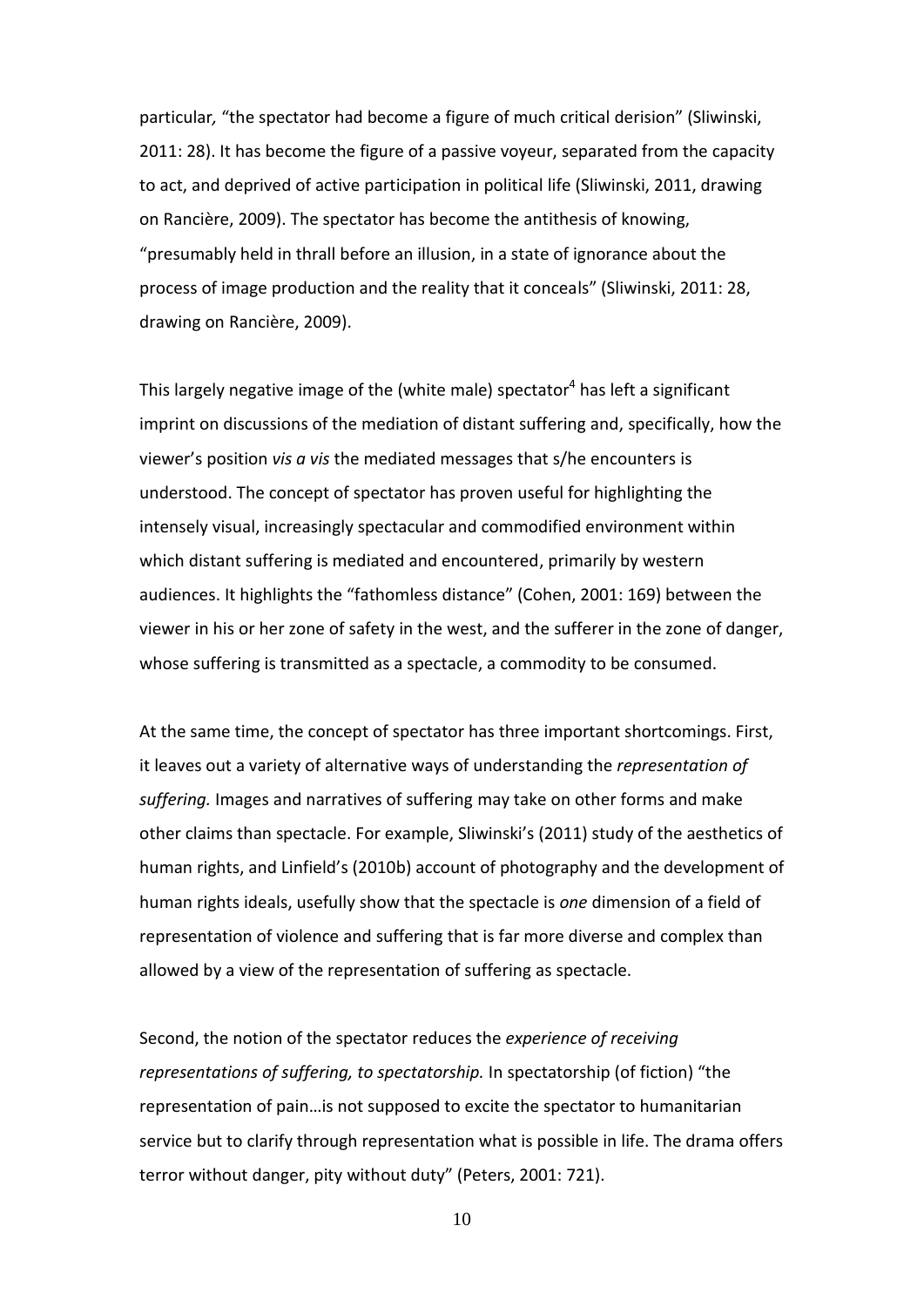particular*,* "the spectator had become a figure of much critical derision" (Sliwinski, 2011: 28). It has become the figure of a passive voyeur, separated from the capacity to act, and deprived of active participation in political life (Sliwinski, 2011, drawing on Rancière, 2009). The spectator has become the antithesis of knowing, "presumably held in thrall before an illusion, in a state of ignorance about the process of image production and the reality that it conceals" (Sliwinski, 2011: 28, drawing on Rancière, 2009).

This largely negative image of the (white male) spectator[4] has left a significant imprint on discussions of the mediation of distant suffering and, specifically, how the viewer's position *vis a vis* the mediated messages that s/he encounters is understood. The concept of spectator has proven useful for highlighting the intensely visual, increasingly spectacular and commodified environment within which distant suffering is mediated and encountered, primarily by western audiences. It highlights the "fathomless distance" (Cohen, 2001: 169) between the viewer in his or her zone of safety in the west, and the sufferer in the zone of danger, whose suffering is transmitted as a spectacle, a commodity to be consumed.

At the same time, the concept of spectator has three important shortcomings. First, it leaves out a variety of alternative ways of understanding the *representation of suffering.* Images and narratives of suffering may take on other forms and make other claims than spectacle. For example, Sliwinski's (2011) study of the aesthetics of human rights, and Linfield's (2010b) account of photography and the development of human rights ideals, usefully show that the spectacle is *one* dimension of a field of representation of violence and suffering that is far more diverse and complex than allowed by a view of the representation of suffering as spectacle.

Second, the notion of the spectator reduces the *experience of receiving representations of suffering, to spectatorship.* In spectatorship (of fiction) "the representation of pain…is not supposed to excite the spectator to humanitarian service but to clarify through representation what is possible in life. The drama offers terror without danger, pity without duty" (Peters, 2001: 721).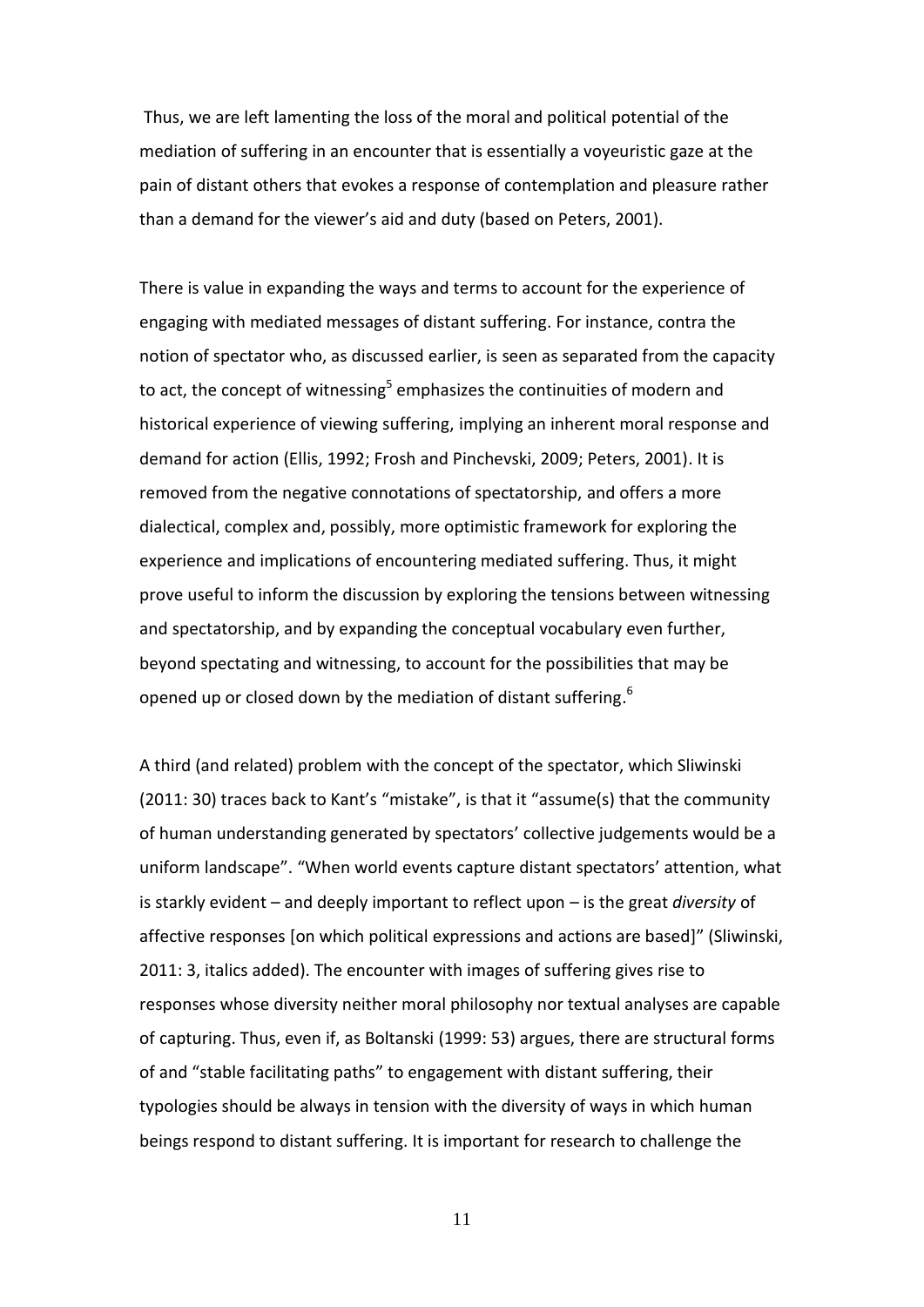Thus, we are left lamenting the loss of the moral and political potential of the mediation of suffering in an encounter that is essentially a voyeuristic gaze at the pain of distant others that evokes a response of contemplation and pleasure rather than a demand for the viewer's aid and duty (based on Peters, 2001).

There is value in expanding the ways and terms to account for the experience of engaging with mediated messages of distant suffering. For instance, contra the notion of spectator who, as discussed earlier, is seen as separated from the capacity to act, the concept of witnessing[5] emphasizes the continuities of modern and historical experience of viewing suffering, implying an inherent moral response and demand for action (Ellis, 1992; Frosh and Pinchevski, 2009; Peters, 2001). It is removed from the negative connotations of spectatorship, and offers a more dialectical, complex and, possibly, more optimistic framework for exploring the experience and implications of encountering mediated suffering. Thus, it might prove useful to inform the discussion by exploring the tensions between witnessing and spectatorship, and by expanding the conceptual vocabulary even further, beyond spectating and witnessing, to account for the possibilities that may be opened up or closed down by the mediation of distant suffering.[6]

A third (and related) problem with the concept of the spectator, which Sliwinski (2011: 30) traces back to Kant's "mistake", is that it "assume(s) that the community of human understanding generated by spectators' collective judgements would be a uniform landscape". "When world events capture distant spectators' attention, what is starkly evident – and deeply important to reflect upon – is the great *diversity* of affective responses [on which political expressions and actions are based]" (Sliwinski, 2011: 3, italics added). The encounter with images of suffering gives rise to responses whose diversity neither moral philosophy nor textual analyses are capable of capturing. Thus, even if, as Boltanski (1999: 53) argues, there are structural forms of and "stable facilitating paths" to engagement with distant suffering, their typologies should be always in tension with the diversity of ways in which human beings respond to distant suffering. It is important for research to challenge the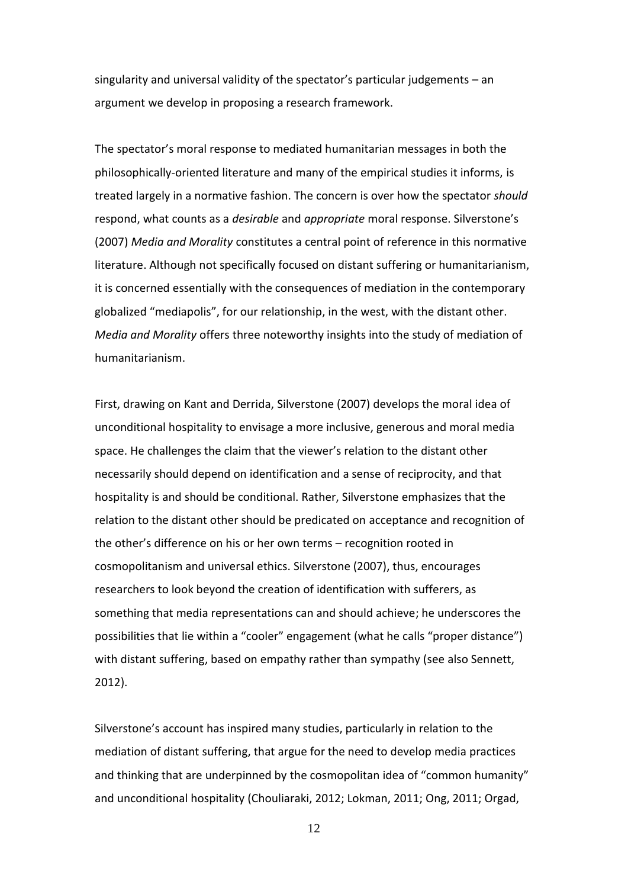singularity and universal validity of the spectator's particular judgements – an argument we develop in proposing a research framework.

The spectator's moral response to mediated humanitarian messages in both the philosophically-oriented literature and many of the empirical studies it informs, is treated largely in a normative fashion. The concern is over how the spectator *should* respond, what counts as a *desirable* and *appropriate* moral response. Silverstone's (2007) *Media and Morality* constitutes a central point of reference in this normative literature. Although not specifically focused on distant suffering or humanitarianism, it is concerned essentially with the consequences of mediation in the contemporary globalized "mediapolis", for our relationship, in the west, with the distant other. *Media and Morality* offers three noteworthy insights into the study of mediation of humanitarianism.

First, drawing on Kant and Derrida, Silverstone (2007) develops the moral idea of unconditional hospitality to envisage a more inclusive, generous and moral media space. He challenges the claim that the viewer's relation to the distant other necessarily should depend on identification and a sense of reciprocity, and that hospitality is and should be conditional. Rather, Silverstone emphasizes that the relation to the distant other should be predicated on acceptance and recognition of the other's difference on his or her own terms – recognition rooted in cosmopolitanism and universal ethics. Silverstone (2007), thus, encourages researchers to look beyond the creation of identification with sufferers, as something that media representations can and should achieve; he underscores the possibilities that lie within a "cooler" engagement (what he calls "proper distance") with distant suffering, based on empathy rather than sympathy (see also Sennett, 2012).

Silverstone's account has inspired many studies, particularly in relation to the mediation of distant suffering, that argue for the need to develop media practices and thinking that are underpinned by the cosmopolitan idea of "common humanity" and unconditional hospitality (Chouliaraki, 2012; Lokman, 2011; Ong, 2011; Orgad,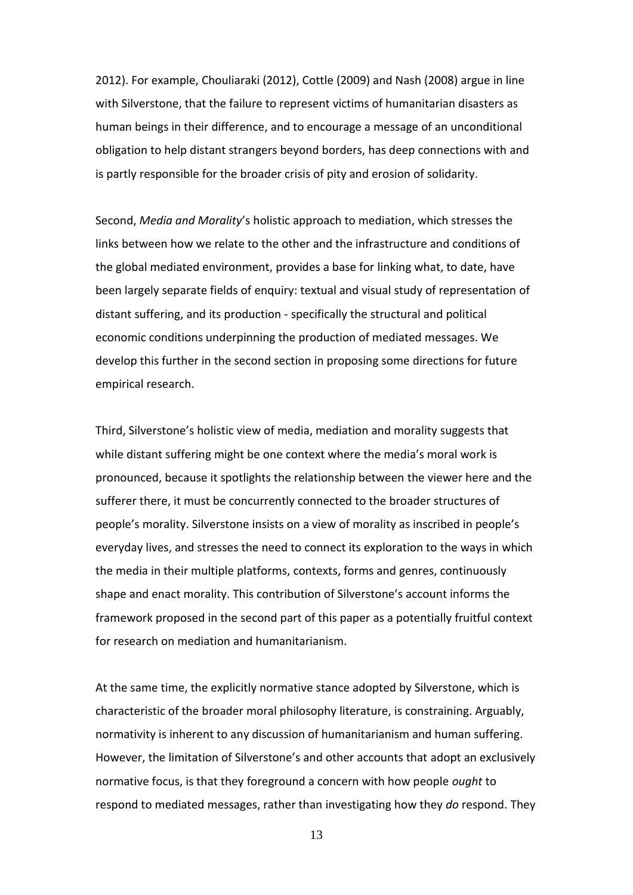2012). For example, Chouliaraki (2012), Cottle (2009) and Nash (2008) argue in line with Silverstone, that the failure to represent victims of humanitarian disasters as human beings in their difference, and to encourage a message of an unconditional obligation to help distant strangers beyond borders, has deep connections with and is partly responsible for the broader crisis of pity and erosion of solidarity.

Second, *Media and Morality*'s holistic approach to mediation, which stresses the links between how we relate to the other and the infrastructure and conditions of the global mediated environment, provides a base for linking what, to date, have been largely separate fields of enquiry: textual and visual study of representation of distant suffering, and its production - specifically the structural and political economic conditions underpinning the production of mediated messages. We develop this further in the second section in proposing some directions for future empirical research.

Third, Silverstone's holistic view of media, mediation and morality suggests that while distant suffering might be one context where the media's moral work is pronounced, because it spotlights the relationship between the viewer here and the sufferer there, it must be concurrently connected to the broader structures of people's morality. Silverstone insists on a view of morality as inscribed in people's everyday lives, and stresses the need to connect its exploration to the ways in which the media in their multiple platforms, contexts, forms and genres, continuously shape and enact morality. This contribution of Silverstone's account informs the framework proposed in the second part of this paper as a potentially fruitful context for research on mediation and humanitarianism.

At the same time, the explicitly normative stance adopted by Silverstone, which is characteristic of the broader moral philosophy literature, is constraining. Arguably, normativity is inherent to any discussion of humanitarianism and human suffering. However, the limitation of Silverstone's and other accounts that adopt an exclusively normative focus, is that they foreground a concern with how people *ought* to respond to mediated messages, rather than investigating how they *do* respond. They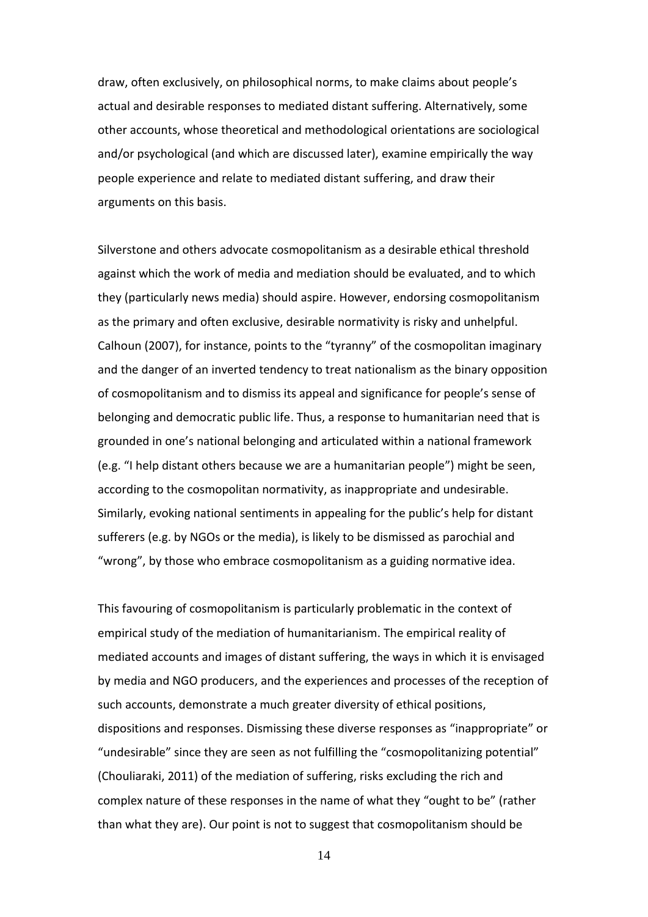draw, often exclusively, on philosophical norms, to make claims about people's actual and desirable responses to mediated distant suffering. Alternatively, some other accounts, whose theoretical and methodological orientations are sociological and/or psychological (and which are discussed later), examine empirically the way people experience and relate to mediated distant suffering, and draw their arguments on this basis.

Silverstone and others advocate cosmopolitanism as a desirable ethical threshold against which the work of media and mediation should be evaluated, and to which they (particularly news media) should aspire. However, endorsing cosmopolitanism as the primary and often exclusive, desirable normativity is risky and unhelpful. Calhoun (2007), for instance, points to the "tyranny" of the cosmopolitan imaginary and the danger of an inverted tendency to treat nationalism as the binary opposition of cosmopolitanism and to dismiss its appeal and significance for people's sense of belonging and democratic public life. Thus, a response to humanitarian need that is grounded in one's national belonging and articulated within a national framework (e.g. "I help distant others because we are a humanitarian people") might be seen, according to the cosmopolitan normativity, as inappropriate and undesirable. Similarly, evoking national sentiments in appealing for the public's help for distant sufferers (e.g. by NGOs or the media), is likely to be dismissed as parochial and "wrong", by those who embrace cosmopolitanism as a guiding normative idea.

This favouring of cosmopolitanism is particularly problematic in the context of empirical study of the mediation of humanitarianism. The empirical reality of mediated accounts and images of distant suffering, the ways in which it is envisaged by media and NGO producers, and the experiences and processes of the reception of such accounts, demonstrate a much greater diversity of ethical positions, dispositions and responses. Dismissing these diverse responses as "inappropriate" or "undesirable" since they are seen as not fulfilling the "cosmopolitanizing potential" (Chouliaraki, 2011) of the mediation of suffering, risks excluding the rich and complex nature of these responses in the name of what they "ought to be" (rather than what they are). Our point is not to suggest that cosmopolitanism should be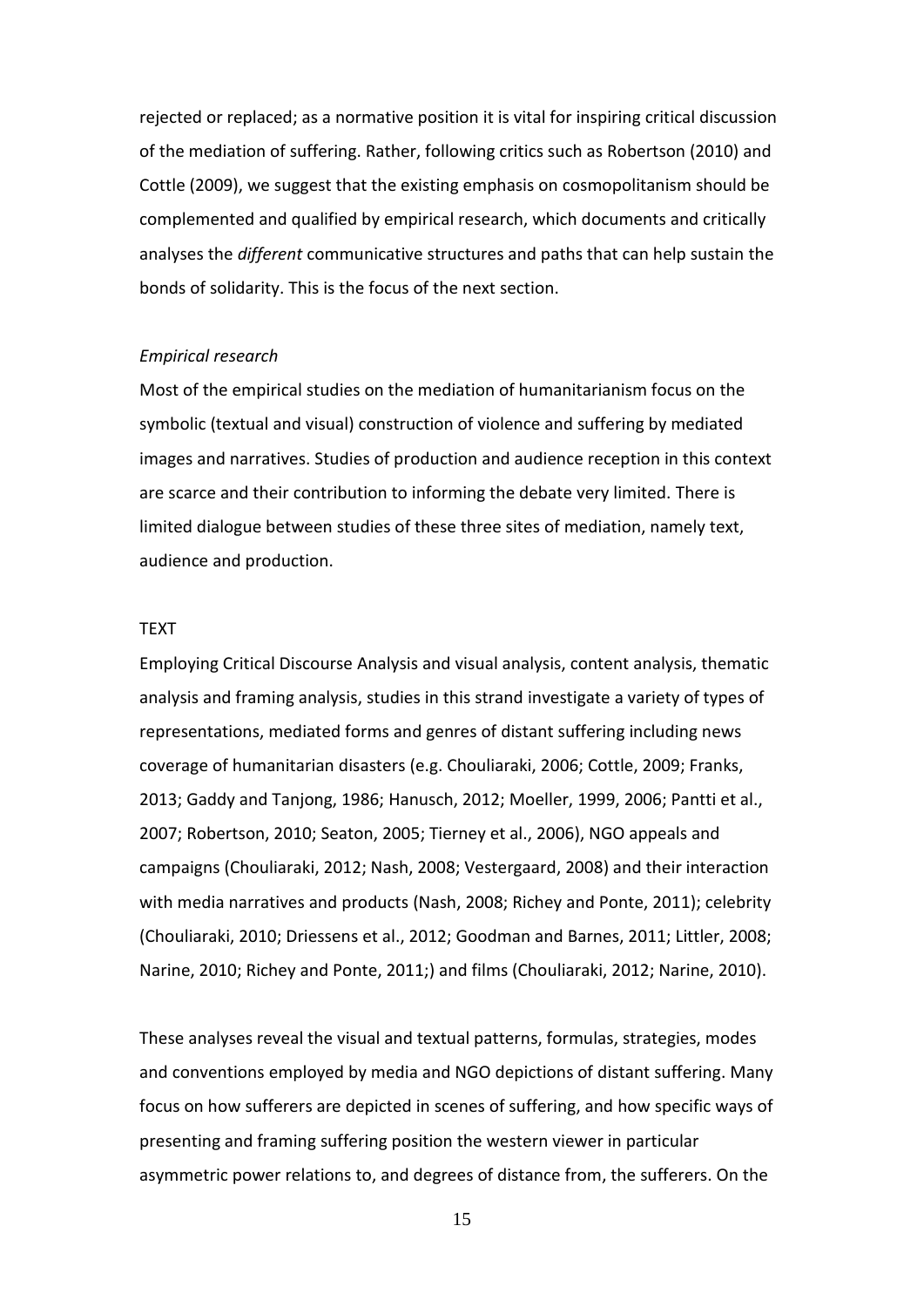rejected or replaced; as a normative position it is vital for inspiring critical discussion of the mediation of suffering. Rather, following critics such as Robertson (2010) and Cottle (2009), we suggest that the existing emphasis on cosmopolitanism should be complemented and qualified by empirical research, which documents and critically analyses the *different* communicative structures and paths that can help sustain the bonds of solidarity. This is the focus of the next section.

### *Empirical research*

Most of the empirical studies on the mediation of humanitarianism focus on the symbolic (textual and visual) construction of violence and suffering by mediated images and narratives. Studies of production and audience reception in this context are scarce and their contribution to informing the debate very limited. There is limited dialogue between studies of these three sites of mediation, namely text, audience and production.

#### TEXT

Employing Critical Discourse Analysis and visual analysis, content analysis, thematic analysis and framing analysis, studies in this strand investigate a variety of types of representations, mediated forms and genres of distant suffering including news coverage of humanitarian disasters (e.g. Chouliaraki, 2006; Cottle, 2009; Franks, 2013; Gaddy and Tanjong, 1986; Hanusch, 2012; Moeller, 1999, 2006; Pantti et al., 2007; Robertson, 2010; Seaton, 2005; Tierney et al., 2006), NGO appeals and campaigns (Chouliaraki, 2012; Nash, 2008; Vestergaard, 2008) and their interaction with media narratives and products (Nash, 2008; Richey and Ponte, 2011); celebrity (Chouliaraki, 2010; Driessens et al., 2012; Goodman and Barnes, 2011; Littler, 2008; Narine, 2010; Richey and Ponte, 2011;) and films (Chouliaraki, 2012; Narine, 2010).

These analyses reveal the visual and textual patterns, formulas, strategies, modes and conventions employed by media and NGO depictions of distant suffering. Many focus on how sufferers are depicted in scenes of suffering, and how specific ways of presenting and framing suffering position the western viewer in particular asymmetric power relations to, and degrees of distance from, the sufferers. On the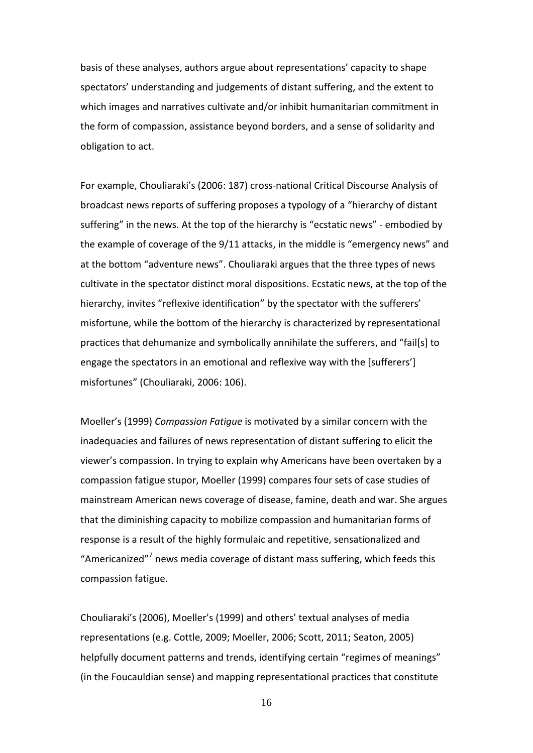basis of these analyses, authors argue about representations' capacity to shape spectators' understanding and judgements of distant suffering, and the extent to which images and narratives cultivate and/or inhibit humanitarian commitment in the form of compassion, assistance beyond borders, and a sense of solidarity and obligation to act.

For example, Chouliaraki's (2006: 187) cross-national Critical Discourse Analysis of broadcast news reports of suffering proposes a typology of a "hierarchy of distant suffering" in the news. At the top of the hierarchy is "ecstatic news" - embodied by the example of coverage of the 9/11 attacks, in the middle is "emergency news" and at the bottom "adventure news". Chouliaraki argues that the three types of news cultivate in the spectator distinct moral dispositions. Ecstatic news, at the top of the hierarchy, invites "reflexive identification" by the spectator with the sufferers' misfortune, while the bottom of the hierarchy is characterized by representational practices that dehumanize and symbolically annihilate the sufferers, and "fail[s] to engage the spectators in an emotional and reflexive way with the [sufferers'] misfortunes" (Chouliaraki, 2006: 106).

Moeller's (1999) *Compassion Fatigue* is motivated by a similar concern with the inadequacies and failures of news representation of distant suffering to elicit the viewer's compassion. In trying to explain why Americans have been overtaken by a compassion fatigue stupor, Moeller (1999) compares four sets of case studies of mainstream American news coverage of disease, famine, death and war. She argues that the diminishing capacity to mobilize compassion and humanitarian forms of response is a result of the highly formulaic and repetitive, sensationalized and "Americanized"[7] news media coverage of distant mass suffering, which feeds this compassion fatigue.

Chouliaraki's (2006), Moeller's (1999) and others' textual analyses of media representations (e.g. Cottle, 2009; Moeller, 2006; Scott, 2011; Seaton, 2005) helpfully document patterns and trends, identifying certain "regimes of meanings" (in the Foucauldian sense) and mapping representational practices that constitute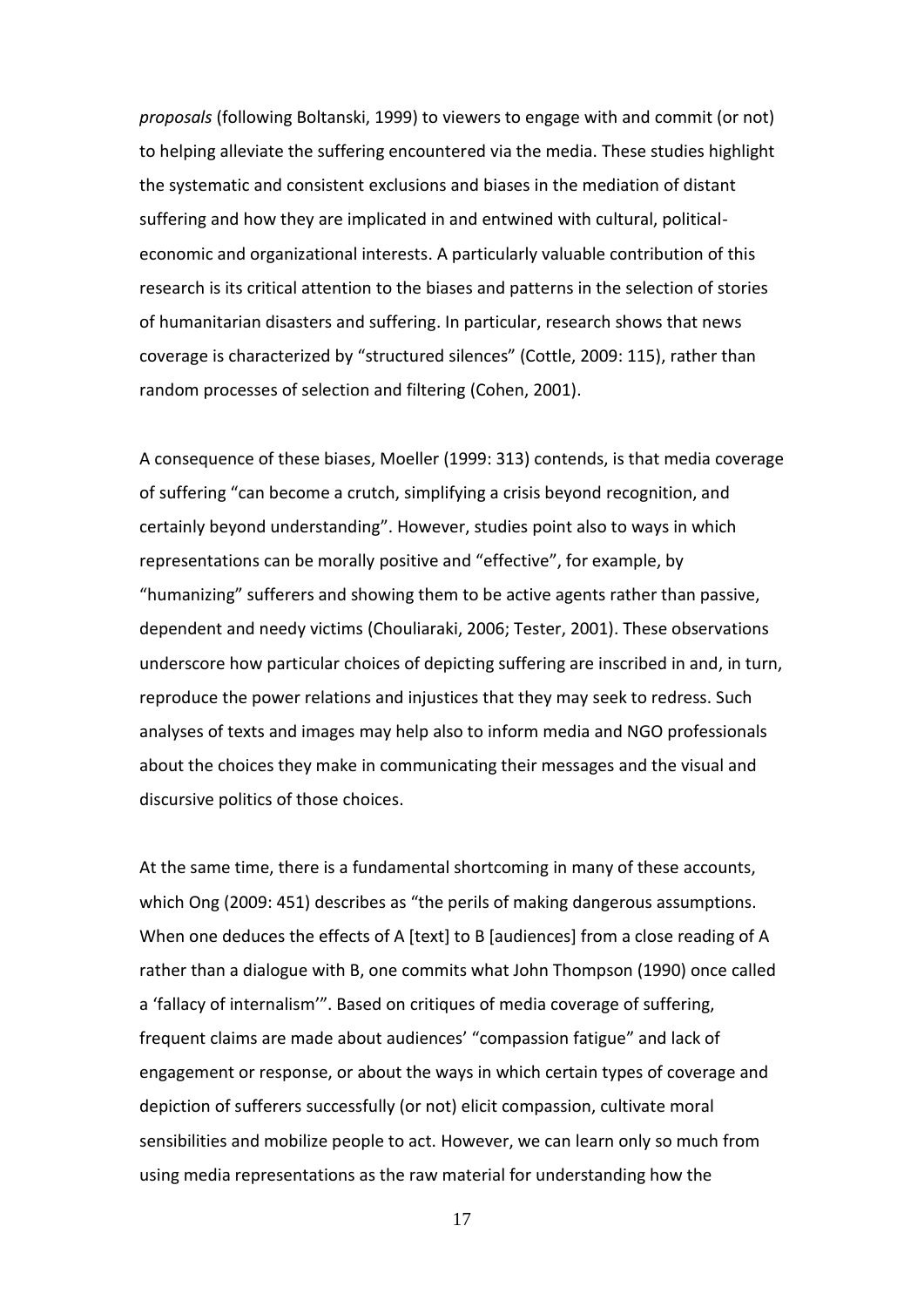*proposals* (following Boltanski, 1999) to viewers to engage with and commit (or not) to helping alleviate the suffering encountered via the media. These studies highlight the systematic and consistent exclusions and biases in the mediation of distant suffering and how they are implicated in and entwined with cultural, political-economic and organizational interests. A particularly valuable contribution of this research is its critical attention to the biases and patterns in the selection of stories of humanitarian disasters and suffering. In particular, research shows that news coverage is characterized by "structured silences" (Cottle, 2009: 115), rather than random processes of selection and filtering (Cohen, 2001).

A consequence of these biases, Moeller (1999: 313) contends, is that media coverage of suffering "can become a crutch, simplifying a crisis beyond recognition, and certainly beyond understanding". However, studies point also to ways in which representations can be morally positive and "effective", for example, by "humanizing" sufferers and showing them to be active agents rather than passive, dependent and needy victims (Chouliaraki, 2006; Tester, 2001). These observations underscore how particular choices of depicting suffering are inscribed in and, in turn, reproduce the power relations and injustices that they may seek to redress. Such analyses of texts and images may help also to inform media and NGO professionals about the choices they make in communicating their messages and the visual and discursive politics of those choices.

At the same time, there is a fundamental shortcoming in many of these accounts, which Ong (2009: 451) describes as "the perils of making dangerous assumptions. When one deduces the effects of A [text] to B [audiences] from a close reading of A rather than a dialogue with B, one commits what John Thompson (1990) once called a 'fallacy of internalism'". Based on critiques of media coverage of suffering, frequent claims are made about audiences' "compassion fatigue" and lack of engagement or response, or about the ways in which certain types of coverage and depiction of sufferers successfully (or not) elicit compassion, cultivate moral sensibilities and mobilize people to act. However, we can learn only so much from using media representations as the raw material for understanding how the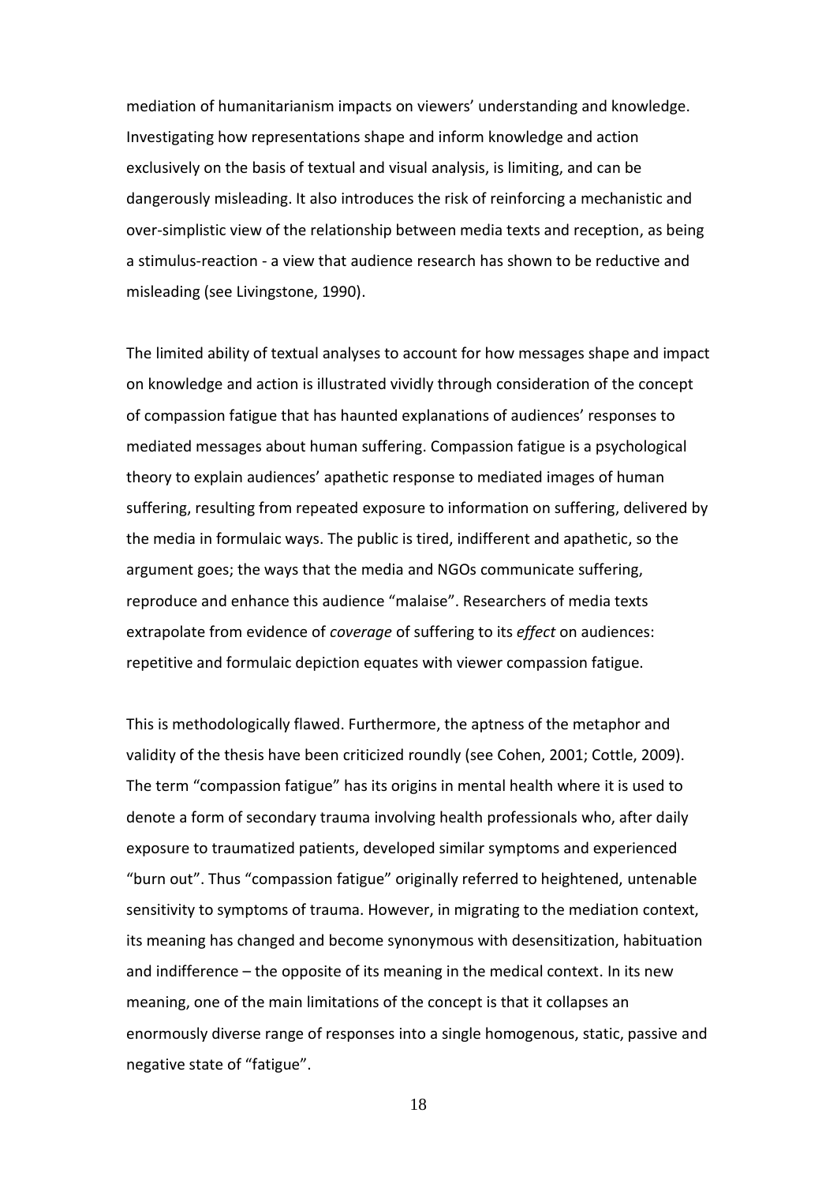mediation of humanitarianism impacts on viewers' understanding and knowledge. Investigating how representations shape and inform knowledge and action exclusively on the basis of textual and visual analysis, is limiting, and can be dangerously misleading. It also introduces the risk of reinforcing a mechanistic and over-simplistic view of the relationship between media texts and reception, as being a stimulus-reaction - a view that audience research has shown to be reductive and misleading (see Livingstone, 1990).

The limited ability of textual analyses to account for how messages shape and impact on knowledge and action is illustrated vividly through consideration of the concept of compassion fatigue that has haunted explanations of audiences' responses to mediated messages about human suffering. Compassion fatigue is a psychological theory to explain audiences' apathetic response to mediated images of human suffering, resulting from repeated exposure to information on suffering, delivered by the media in formulaic ways. The public is tired, indifferent and apathetic, so the argument goes; the ways that the media and NGOs communicate suffering, reproduce and enhance this audience "malaise". Researchers of media texts extrapolate from evidence of *coverage* of suffering to its *effect* on audiences: repetitive and formulaic depiction equates with viewer compassion fatigue.

This is methodologically flawed. Furthermore, the aptness of the metaphor and validity of the thesis have been criticized roundly (see Cohen, 2001; Cottle, 2009). The term "compassion fatigue" has its origins in mental health where it is used to denote a form of secondary trauma involving health professionals who, after daily exposure to traumatized patients, developed similar symptoms and experienced "burn out". Thus "compassion fatigue" originally referred to heightened, untenable sensitivity to symptoms of trauma. However, in migrating to the mediation context, its meaning has changed and become synonymous with desensitization, habituation and indifference – the opposite of its meaning in the medical context. In its new meaning, one of the main limitations of the concept is that it collapses an enormously diverse range of responses into a single homogenous, static, passive and negative state of "fatigue".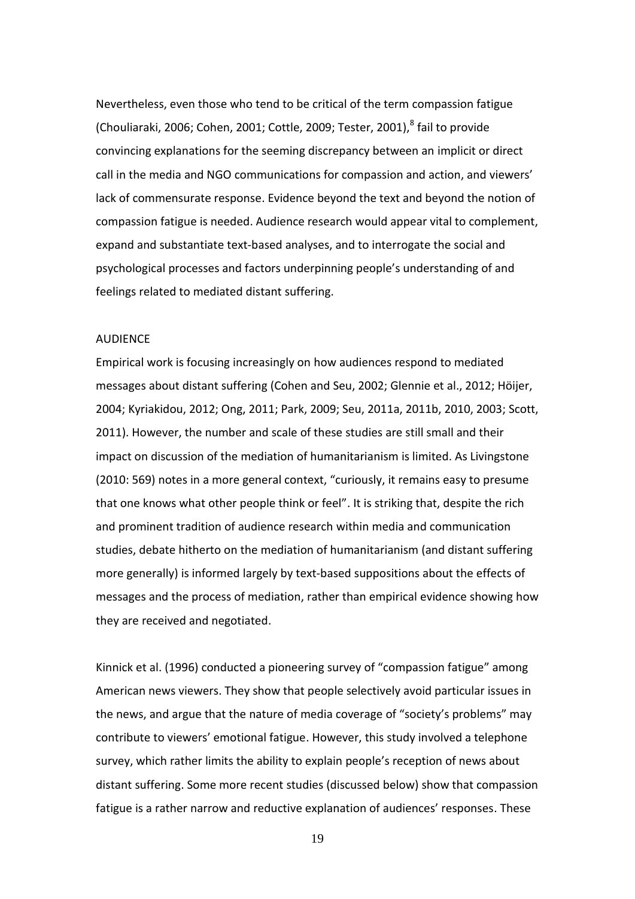Nevertheless, even those who tend to be critical of the term compassion fatigue (Chouliaraki, 2006; Cohen, 2001; Cottle, 2009; Tester, 2001),[8] fail to provide convincing explanations for the seeming discrepancy between an implicit or direct call in the media and NGO communications for compassion and action, and viewers' lack of commensurate response. Evidence beyond the text and beyond the notion of compassion fatigue is needed. Audience research would appear vital to complement, expand and substantiate text-based analyses, and to interrogate the social and psychological processes and factors underpinning people's understanding of and feelings related to mediated distant suffering.

## AUDIENCE

Empirical work is focusing increasingly on how audiences respond to mediated messages about distant suffering (Cohen and Seu, 2002; Glennie et al., 2012; Höijer, 2004; Kyriakidou, 2012; Ong, 2011; Park, 2009; Seu, 2011a, 2011b, 2010, 2003; Scott, 2011). However, the number and scale of these studies are still small and their impact on discussion of the mediation of humanitarianism is limited. As Livingstone (2010: 569) notes in a more general context, "curiously, it remains easy to presume that one knows what other people think or feel". It is striking that, despite the rich and prominent tradition of audience research within media and communication studies, debate hitherto on the mediation of humanitarianism (and distant suffering more generally) is informed largely by text-based suppositions about the effects of messages and the process of mediation, rather than empirical evidence showing how they are received and negotiated.

Kinnick et al. (1996) conducted a pioneering survey of "compassion fatigue" among American news viewers. They show that people selectively avoid particular issues in the news, and argue that the nature of media coverage of "society's problems" may contribute to viewers' emotional fatigue. However, this study involved a telephone survey, which rather limits the ability to explain people's reception of news about distant suffering. Some more recent studies (discussed below) show that compassion fatigue is a rather narrow and reductive explanation of audiences' responses. These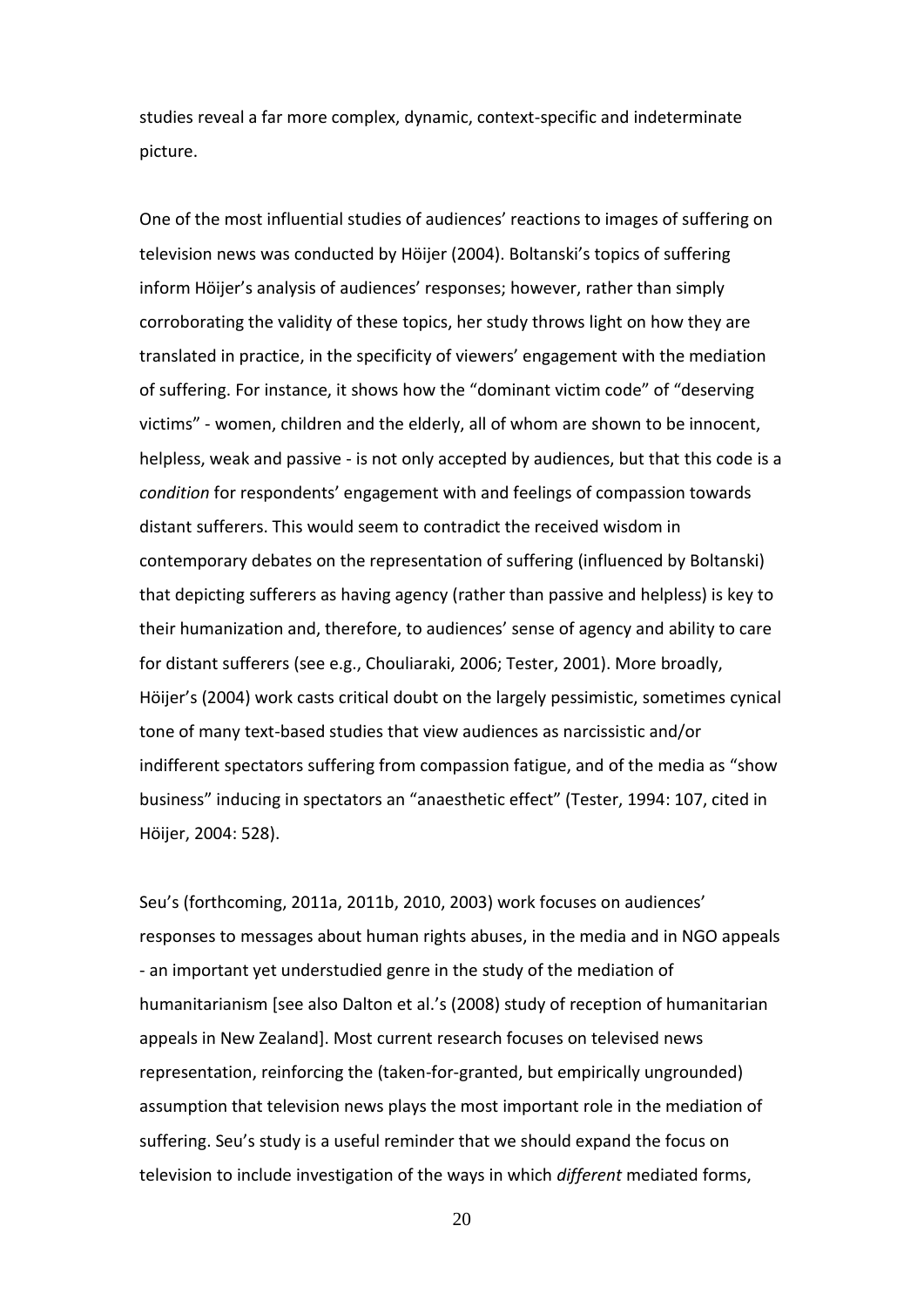studies reveal a far more complex, dynamic, context-specific and indeterminate picture.

One of the most influential studies of audiences' reactions to images of suffering on television news was conducted by Höijer (2004). Boltanski's topics of suffering inform Höijer's analysis of audiences' responses; however, rather than simply corroborating the validity of these topics, her study throws light on how they are translated in practice, in the specificity of viewers' engagement with the mediation of suffering. For instance, it shows how the "dominant victim code" of "deserving victims" - women, children and the elderly, all of whom are shown to be innocent, helpless, weak and passive - is not only accepted by audiences, but that this code is a *condition* for respondents' engagement with and feelings of compassion towards distant sufferers. This would seem to contradict the received wisdom in contemporary debates on the representation of suffering (influenced by Boltanski) that depicting sufferers as having agency (rather than passive and helpless) is key to their humanization and, therefore, to audiences' sense of agency and ability to care for distant sufferers (see e.g., Chouliaraki, 2006; Tester, 2001). More broadly, Höijer's (2004) work casts critical doubt on the largely pessimistic, sometimes cynical tone of many text-based studies that view audiences as narcissistic and/or indifferent spectators suffering from compassion fatigue, and of the media as "show business" inducing in spectators an "anaesthetic effect" (Tester, 1994: 107, cited in Höijer, 2004: 528).

Seu's (forthcoming, 2011a, 2011b, 2010, 2003) work focuses on audiences' responses to messages about human rights abuses, in the media and in NGO appeals - an important yet understudied genre in the study of the mediation of humanitarianism [see also Dalton et al.'s (2008) study of reception of humanitarian appeals in New Zealand]. Most current research focuses on televised news representation, reinforcing the (taken-for-granted, but empirically ungrounded) assumption that television news plays the most important role in the mediation of suffering. Seu's study is a useful reminder that we should expand the focus on television to include investigation of the ways in which *different* mediated forms,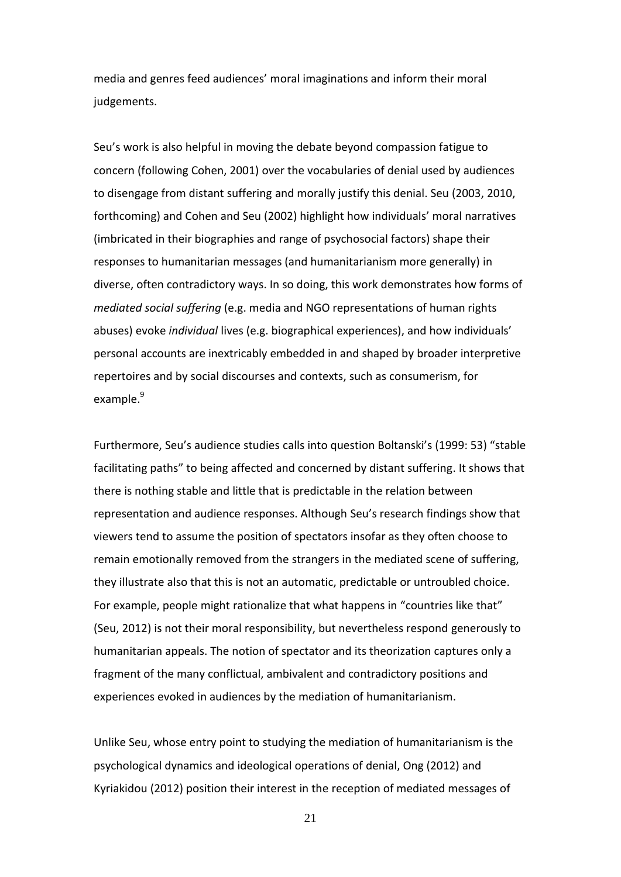media and genres feed audiences' moral imaginations and inform their moral judgements.

Seu's work is also helpful in moving the debate beyond compassion fatigue to concern (following Cohen, 2001) over the vocabularies of denial used by audiences to disengage from distant suffering and morally justify this denial. Seu (2003, 2010, forthcoming) and Cohen and Seu (2002) highlight how individuals' moral narratives (imbricated in their biographies and range of psychosocial factors) shape their responses to humanitarian messages (and humanitarianism more generally) in diverse, often contradictory ways. In so doing, this work demonstrates how forms of *mediated social suffering* (e.g. media and NGO representations of human rights abuses) evoke *individual* lives (e.g. biographical experiences), and how individuals' personal accounts are inextricably embedded in and shaped by broader interpretive repertoires and by social discourses and contexts, such as consumerism, for example.[9]

Furthermore, Seu's audience studies calls into question Boltanski's (1999: 53) "stable facilitating paths" to being affected and concerned by distant suffering. It shows that there is nothing stable and little that is predictable in the relation between representation and audience responses. Although Seu's research findings show that viewers tend to assume the position of spectators insofar as they often choose to remain emotionally removed from the strangers in the mediated scene of suffering, they illustrate also that this is not an automatic, predictable or untroubled choice. For example, people might rationalize that what happens in "countries like that" (Seu, 2012) is not their moral responsibility, but nevertheless respond generously to humanitarian appeals. The notion of spectator and its theorization captures only a fragment of the many conflictual, ambivalent and contradictory positions and experiences evoked in audiences by the mediation of humanitarianism.

Unlike Seu, whose entry point to studying the mediation of humanitarianism is the psychological dynamics and ideological operations of denial, Ong (2012) and Kyriakidou (2012) position their interest in the reception of mediated messages of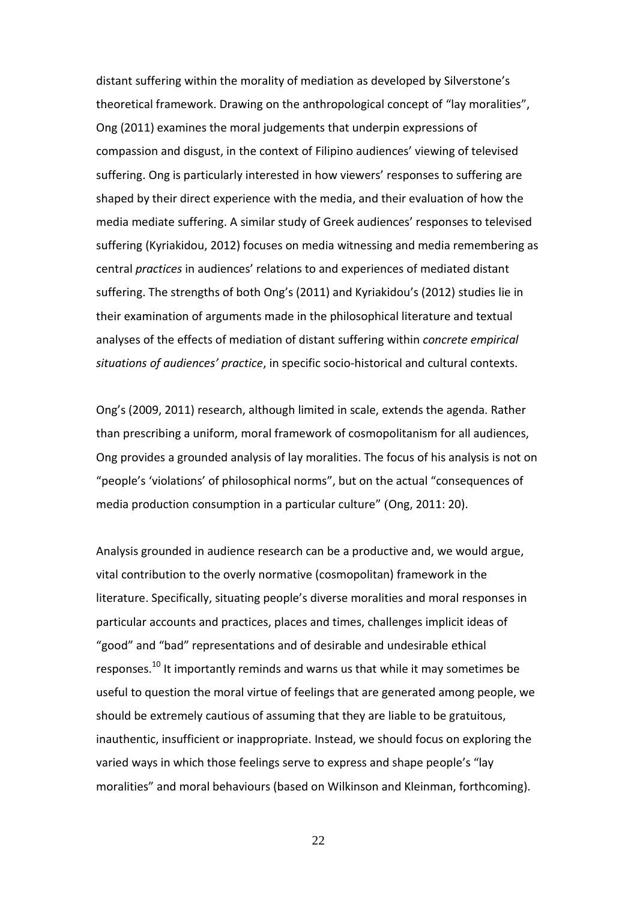distant suffering within the morality of mediation as developed by Silverstone's theoretical framework. Drawing on the anthropological concept of "lay moralities", Ong (2011) examines the moral judgements that underpin expressions of compassion and disgust, in the context of Filipino audiences' viewing of televised suffering. Ong is particularly interested in how viewers' responses to suffering are shaped by their direct experience with the media, and their evaluation of how the media mediate suffering. A similar study of Greek audiences' responses to televised suffering (Kyriakidou, 2012) focuses on media witnessing and media remembering as central *practices* in audiences' relations to and experiences of mediated distant suffering. The strengths of both Ong's (2011) and Kyriakidou's (2012) studies lie in their examination of arguments made in the philosophical literature and textual analyses of the effects of mediation of distant suffering within *concrete empirical situations of audiences' practice*, in specific socio-historical and cultural contexts.

Ong's (2009, 2011) research, although limited in scale, extends the agenda. Rather than prescribing a uniform, moral framework of cosmopolitanism for all audiences, Ong provides a grounded analysis of lay moralities. The focus of his analysis is not on "people's 'violations' of philosophical norms", but on the actual "consequences of media production consumption in a particular culture" (Ong, 2011: 20).

Analysis grounded in audience research can be a productive and, we would argue, vital contribution to the overly normative (cosmopolitan) framework in the literature. Specifically, situating people's diverse moralities and moral responses in particular accounts and practices, places and times, challenges implicit ideas of "good" and "bad" representations and of desirable and undesirable ethical responses.[10] It importantly reminds and warns us that while it may sometimes be useful to question the moral virtue of feelings that are generated among people, we should be extremely cautious of assuming that they are liable to be gratuitous, inauthentic, insufficient or inappropriate. Instead, we should focus on exploring the varied ways in which those feelings serve to express and shape people's "lay moralities" and moral behaviours (based on Wilkinson and Kleinman, forthcoming).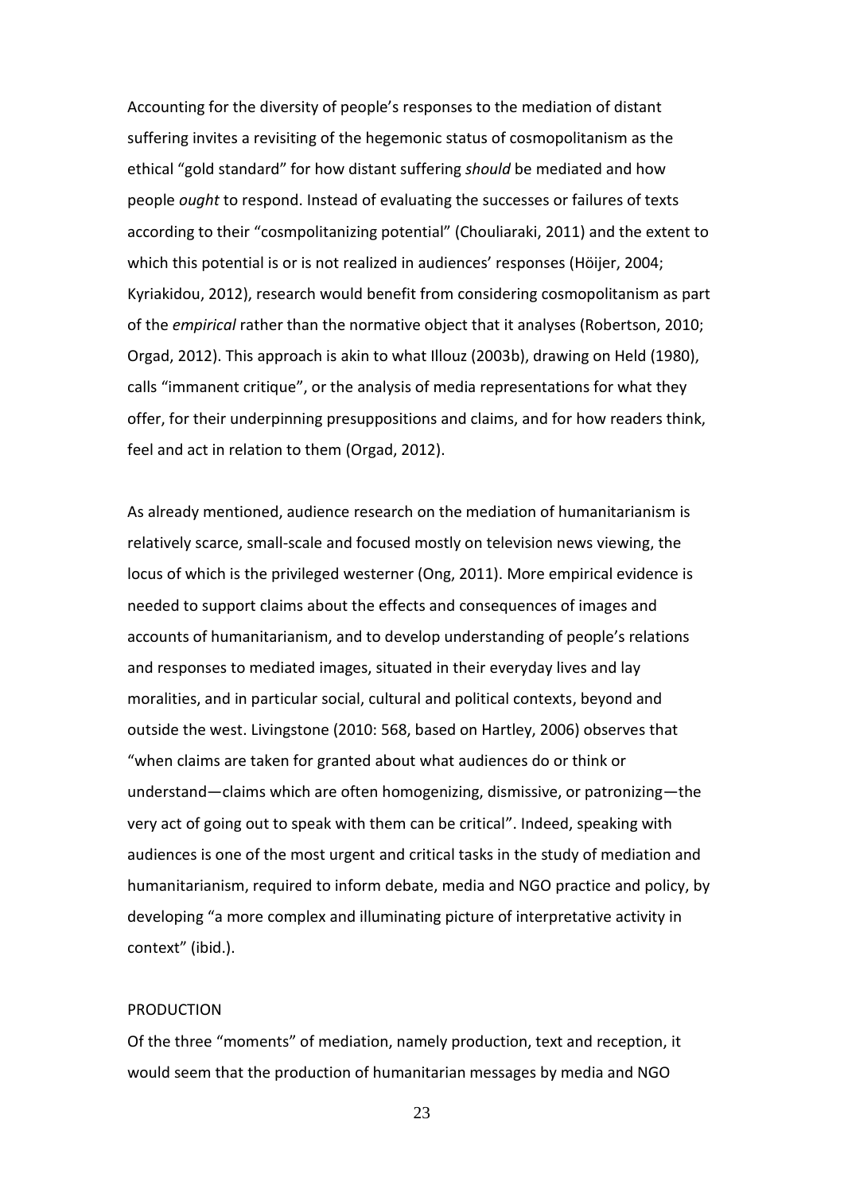Accounting for the diversity of people's responses to the mediation of distant suffering invites a revisiting of the hegemonic status of cosmopolitanism as the ethical "gold standard" for how distant suffering *should* be mediated and how people *ought* to respond. Instead of evaluating the successes or failures of texts according to their "cosmpolitanizing potential" (Chouliaraki, 2011) and the extent to which this potential is or is not realized in audiences' responses (Höijer, 2004; Kyriakidou, 2012), research would benefit from considering cosmopolitanism as part of the *empirical* rather than the normative object that it analyses (Robertson, 2010; Orgad, 2012). This approach is akin to what Illouz (2003b), drawing on Held (1980), calls "immanent critique", or the analysis of media representations for what they offer, for their underpinning presuppositions and claims, and for how readers think, feel and act in relation to them (Orgad, 2012).

As already mentioned, audience research on the mediation of humanitarianism is relatively scarce, small-scale and focused mostly on television news viewing, the locus of which is the privileged westerner (Ong, 2011). More empirical evidence is needed to support claims about the effects and consequences of images and accounts of humanitarianism, and to develop understanding of people's relations and responses to mediated images, situated in their everyday lives and lay moralities, and in particular social, cultural and political contexts, beyond and outside the west. Livingstone (2010: 568, based on Hartley, 2006) observes that "when claims are taken for granted about what audiences do or think or understand—claims which are often homogenizing, dismissive, or patronizing—the very act of going out to speak with them can be critical". Indeed, speaking with audiences is one of the most urgent and critical tasks in the study of mediation and humanitarianism, required to inform debate, media and NGO practice and policy, by developing "a more complex and illuminating picture of interpretative activity in context" (ibid.).

## PRODUCTION

Of the three "moments" of mediation, namely production, text and reception, it would seem that the production of humanitarian messages by media and NGO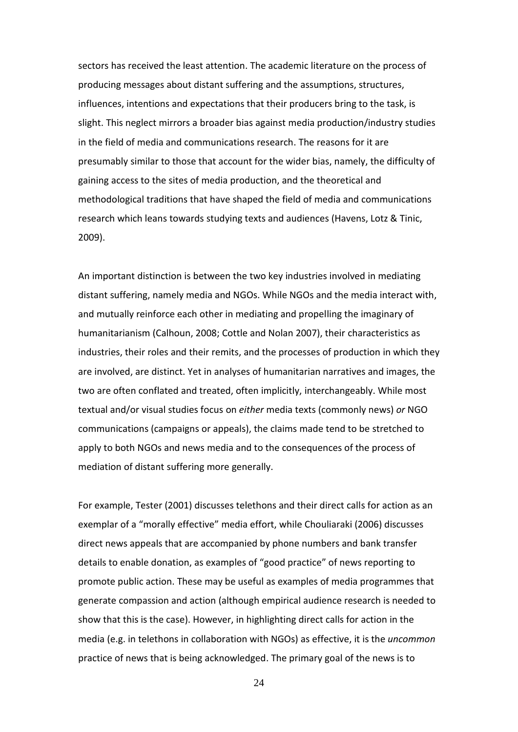sectors has received the least attention. The academic literature on the process of producing messages about distant suffering and the assumptions, structures, influences, intentions and expectations that their producers bring to the task, is slight. This neglect mirrors a broader bias against media production/industry studies in the field of media and communications research. The reasons for it are presumably similar to those that account for the wider bias, namely, the difficulty of gaining access to the sites of media production, and the theoretical and methodological traditions that have shaped the field of media and communications research which leans towards studying texts and audiences (Havens, Lotz & Tinic, 2009).

An important distinction is between the two key industries involved in mediating distant suffering, namely media and NGOs. While NGOs and the media interact with, and mutually reinforce each other in mediating and propelling the imaginary of humanitarianism (Calhoun, 2008; Cottle and Nolan 2007), their characteristics as industries, their roles and their remits, and the processes of production in which they are involved, are distinct. Yet in analyses of humanitarian narratives and images, the two are often conflated and treated, often implicitly, interchangeably. While most textual and/or visual studies focus on *either* media texts (commonly news) *or* NGO communications (campaigns or appeals), the claims made tend to be stretched to apply to both NGOs and news media and to the consequences of the process of mediation of distant suffering more generally.

For example, Tester (2001) discusses telethons and their direct calls for action as an exemplar of a "morally effective" media effort, while Chouliaraki (2006) discusses direct news appeals that are accompanied by phone numbers and bank transfer details to enable donation, as examples of "good practice" of news reporting to promote public action. These may be useful as examples of media programmes that generate compassion and action (although empirical audience research is needed to show that this is the case). However, in highlighting direct calls for action in the media (e.g. in telethons in collaboration with NGOs) as effective, it is the *uncommon* practice of news that is being acknowledged. The primary goal of the news is to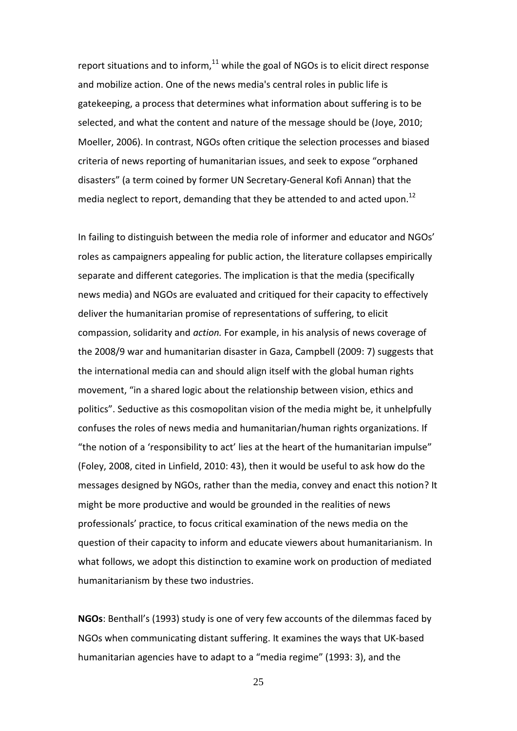report situations and to inform,[11] while the goal of NGOs is to elicit direct response and mobilize action. One of the news media's central roles in public life is gatekeeping, a process that determines what information about suffering is to be selected, and what the content and nature of the message should be (Joye, 2010; Moeller, 2006). In contrast, NGOs often critique the selection processes and biased criteria of news reporting of humanitarian issues, and seek to expose "orphaned disasters" (a term coined by former UN Secretary-General Kofi Annan) that the media neglect to report, demanding that they be attended to and acted upon.[12]

In failing to distinguish between the media role of informer and educator and NGOs' roles as campaigners appealing for public action, the literature collapses empirically separate and different categories. The implication is that the media (specifically news media) and NGOs are evaluated and critiqued for their capacity to effectively deliver the humanitarian promise of representations of suffering, to elicit compassion, solidarity and *action.* For example, in his analysis of news coverage of the 2008/9 war and humanitarian disaster in Gaza, Campbell (2009: 7) suggests that the international media can and should align itself with the global human rights movement, "in a shared logic about the relationship between vision, ethics and politics". Seductive as this cosmopolitan vision of the media might be, it unhelpfully confuses the roles of news media and humanitarian/human rights organizations. If "the notion of a 'responsibility to act' lies at the heart of the humanitarian impulse" (Foley, 2008, cited in Linfield, 2010: 43), then it would be useful to ask how do the messages designed by NGOs, rather than the media, convey and enact this notion? It might be more productive and would be grounded in the realities of news professionals' practice, to focus critical examination of the news media on the question of their capacity to inform and educate viewers about humanitarianism*.* In what follows, we adopt this distinction to examine work on production of mediated humanitarianism by these two industries.

**NGOs**: Benthall's (1993) study is one of very few accounts of the dilemmas faced by NGOs when communicating distant suffering. It examines the ways that UK-based humanitarian agencies have to adapt to a "media regime" (1993: 3), and the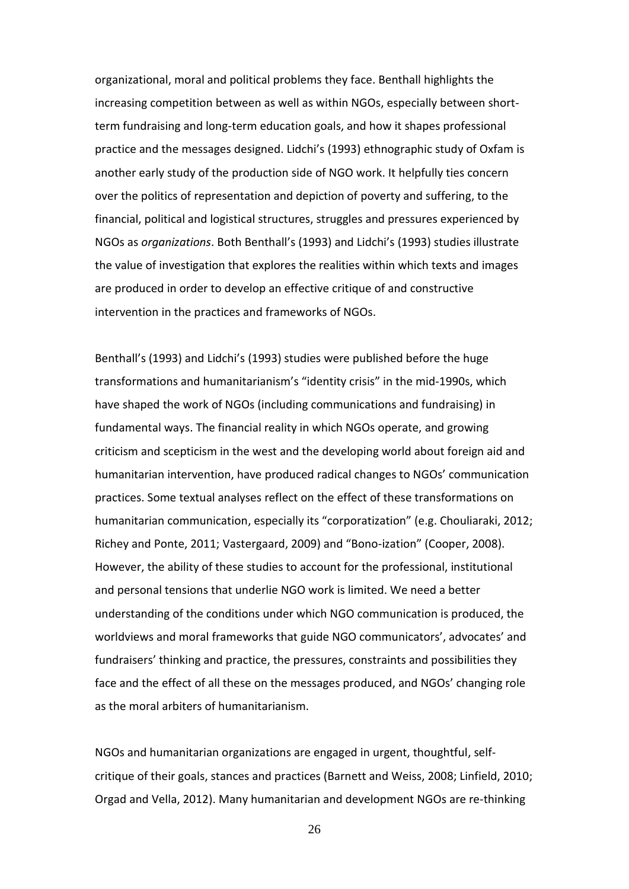organizational, moral and political problems they face. Benthall highlights the increasing competition between as well as within NGOs, especially between short-term fundraising and long-term education goals, and how it shapes professional practice and the messages designed. Lidchi's (1993) ethnographic study of Oxfam is another early study of the production side of NGO work. It helpfully ties concern over the politics of representation and depiction of poverty and suffering, to the financial, political and logistical structures, struggles and pressures experienced by NGOs as *organizations*. Both Benthall's (1993) and Lidchi's (1993) studies illustrate the value of investigation that explores the realities within which texts and images are produced in order to develop an effective critique of and constructive intervention in the practices and frameworks of NGOs.

Benthall's (1993) and Lidchi's (1993) studies were published before the huge transformations and humanitarianism's "identity crisis" in the mid-1990s, which have shaped the work of NGOs (including communications and fundraising) in fundamental ways. The financial reality in which NGOs operate, and growing criticism and scepticism in the west and the developing world about foreign aid and humanitarian intervention, have produced radical changes to NGOs' communication practices. Some textual analyses reflect on the effect of these transformations on humanitarian communication, especially its "corporatization" (e.g. Chouliaraki, 2012; Richey and Ponte, 2011; Vastergaard, 2009) and "Bono-ization" (Cooper, 2008). However, the ability of these studies to account for the professional, institutional and personal tensions that underlie NGO work is limited. We need a better understanding of the conditions under which NGO communication is produced, the worldviews and moral frameworks that guide NGO communicators', advocates' and fundraisers' thinking and practice, the pressures, constraints and possibilities they face and the effect of all these on the messages produced, and NGOs' changing role as the moral arbiters of humanitarianism.

NGOs and humanitarian organizations are engaged in urgent, thoughtful, self-critique of their goals, stances and practices (Barnett and Weiss, 2008; Linfield, 2010; Orgad and Vella, 2012). Many humanitarian and development NGOs are re-thinking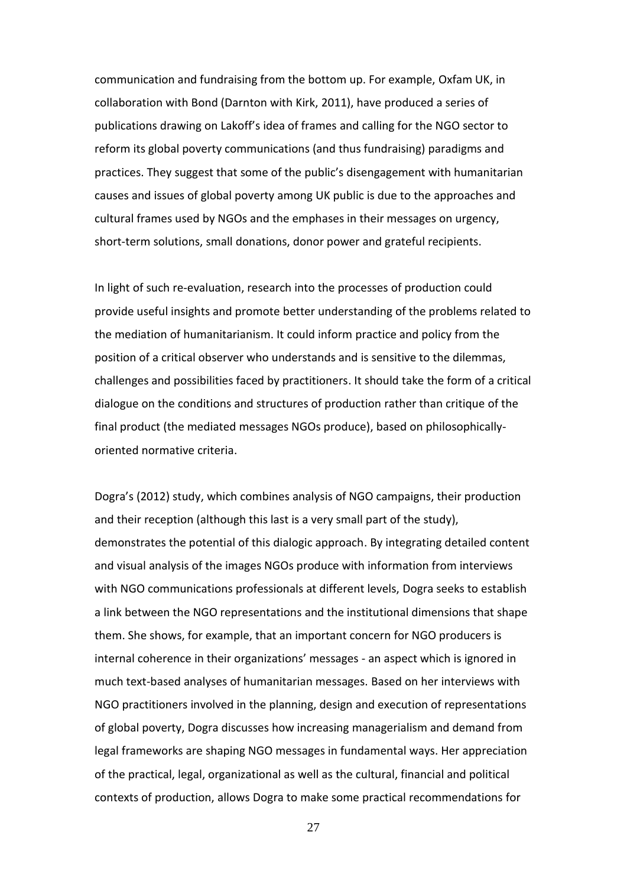communication and fundraising from the bottom up. For example, Oxfam UK, in collaboration with Bond (Darnton with Kirk, 2011), have produced a series of publications drawing on Lakoff's idea of frames and calling for the NGO sector to reform its global poverty communications (and thus fundraising) paradigms and practices. They suggest that some of the public's disengagement with humanitarian causes and issues of global poverty among UK public is due to the approaches and cultural frames used by NGOs and the emphases in their messages on urgency, short-term solutions, small donations, donor power and grateful recipients.

In light of such re-evaluation, research into the processes of production could provide useful insights and promote better understanding of the problems related to the mediation of humanitarianism. It could inform practice and policy from the position of a critical observer who understands and is sensitive to the dilemmas, challenges and possibilities faced by practitioners. It should take the form of a critical dialogue on the conditions and structures of production rather than critique of the final product (the mediated messages NGOs produce), based on philosophically-oriented normative criteria.

Dogra's (2012) study, which combines analysis of NGO campaigns, their production and their reception (although this last is a very small part of the study), demonstrates the potential of this dialogic approach. By integrating detailed content and visual analysis of the images NGOs produce with information from interviews with NGO communications professionals at different levels, Dogra seeks to establish a link between the NGO representations and the institutional dimensions that shape them. She shows, for example, that an important concern for NGO producers is internal coherence in their organizations' messages - an aspect which is ignored in much text-based analyses of humanitarian messages. Based on her interviews with NGO practitioners involved in the planning, design and execution of representations of global poverty, Dogra discusses how increasing managerialism and demand from legal frameworks are shaping NGO messages in fundamental ways. Her appreciation of the practical, legal, organizational as well as the cultural, financial and political contexts of production, allows Dogra to make some practical recommendations for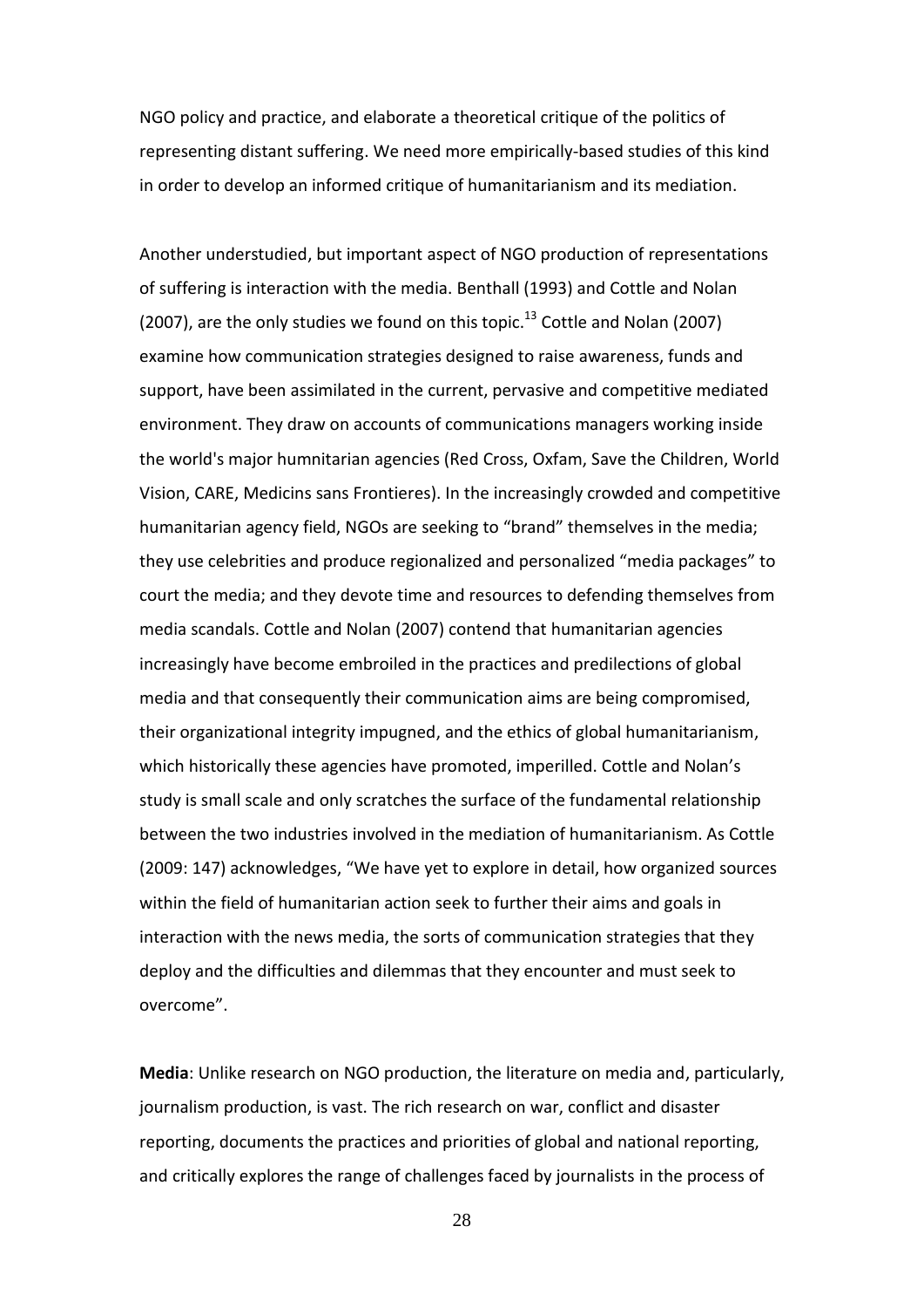NGO policy and practice, and elaborate a theoretical critique of the politics of representing distant suffering. We need more empirically-based studies of this kind in order to develop an informed critique of humanitarianism and its mediation.

Another understudied, but important aspect of NGO production of representations of suffering is interaction with the media. Benthall (1993) and Cottle and Nolan (2007), are the only studies we found on this topic.[13] Cottle and Nolan (2007) examine how communication strategies designed to raise awareness, funds and support, have been assimilated in the current, pervasive and competitive mediated environment. They draw on accounts of communications managers working inside the world's major humnitarian agencies (Red Cross, Oxfam, Save the Children, World Vision, CARE, Medicins sans Frontieres). In the increasingly crowded and competitive humanitarian agency field, NGOs are seeking to "brand" themselves in the media; they use celebrities and produce regionalized and personalized "media packages" to court the media; and they devote time and resources to defending themselves from media scandals. Cottle and Nolan (2007) contend that humanitarian agencies increasingly have become embroiled in the practices and predilections of global media and that consequently their communication aims are being compromised, their organizational integrity impugned, and the ethics of global humanitarianism, which historically these agencies have promoted, imperilled. Cottle and Nolan's study is small scale and only scratches the surface of the fundamental relationship between the two industries involved in the mediation of humanitarianism. As Cottle (2009: 147) acknowledges, "We have yet to explore in detail, how organized sources within the field of humanitarian action seek to further their aims and goals in interaction with the news media, the sorts of communication strategies that they deploy and the difficulties and dilemmas that they encounter and must seek to overcome".

**Media**: Unlike research on NGO production, the literature on media and, particularly, journalism production, is vast. The rich research on war, conflict and disaster reporting, documents the practices and priorities of global and national reporting, and critically explores the range of challenges faced by journalists in the process of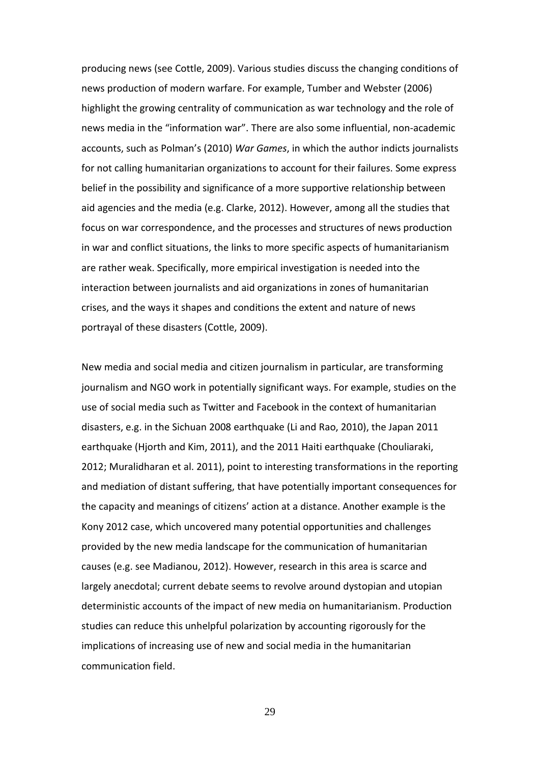producing news (see Cottle, 2009). Various studies discuss the changing conditions of news production of modern warfare. For example, Tumber and Webster (2006) highlight the growing centrality of communication as war technology and the role of news media in the "information war". There are also some influential, non-academic accounts, such as Polman's (2010) *War Games*, in which the author indicts journalists for not calling humanitarian organizations to account for their failures. Some express belief in the possibility and significance of a more supportive relationship between aid agencies and the media (e.g. Clarke, 2012). However, among all the studies that focus on war correspondence, and the processes and structures of news production in war and conflict situations, the links to more specific aspects of humanitarianism are rather weak. Specifically, more empirical investigation is needed into the interaction between journalists and aid organizations in zones of humanitarian crises, and the ways it shapes and conditions the extent and nature of news portrayal of these disasters (Cottle, 2009).

New media and social media and citizen journalism in particular, are transforming journalism and NGO work in potentially significant ways. For example, studies on the use of social media such as Twitter and Facebook in the context of humanitarian disasters, e.g. in the Sichuan 2008 earthquake (Li and Rao, 2010), the Japan 2011 earthquake (Hjorth and Kim, 2011), and the 2011 Haiti earthquake (Chouliaraki, 2012; Muralidharan et al. 2011), point to interesting transformations in the reporting and mediation of distant suffering, that have potentially important consequences for the capacity and meanings of citizens' action at a distance. Another example is the Kony 2012 case, which uncovered many potential opportunities and challenges provided by the new media landscape for the communication of humanitarian causes (e.g. see Madianou, 2012). However, research in this area is scarce and largely anecdotal; current debate seems to revolve around dystopian and utopian deterministic accounts of the impact of new media on humanitarianism. Production studies can reduce this unhelpful polarization by accounting rigorously for the implications of increasing use of new and social media in the humanitarian communication field.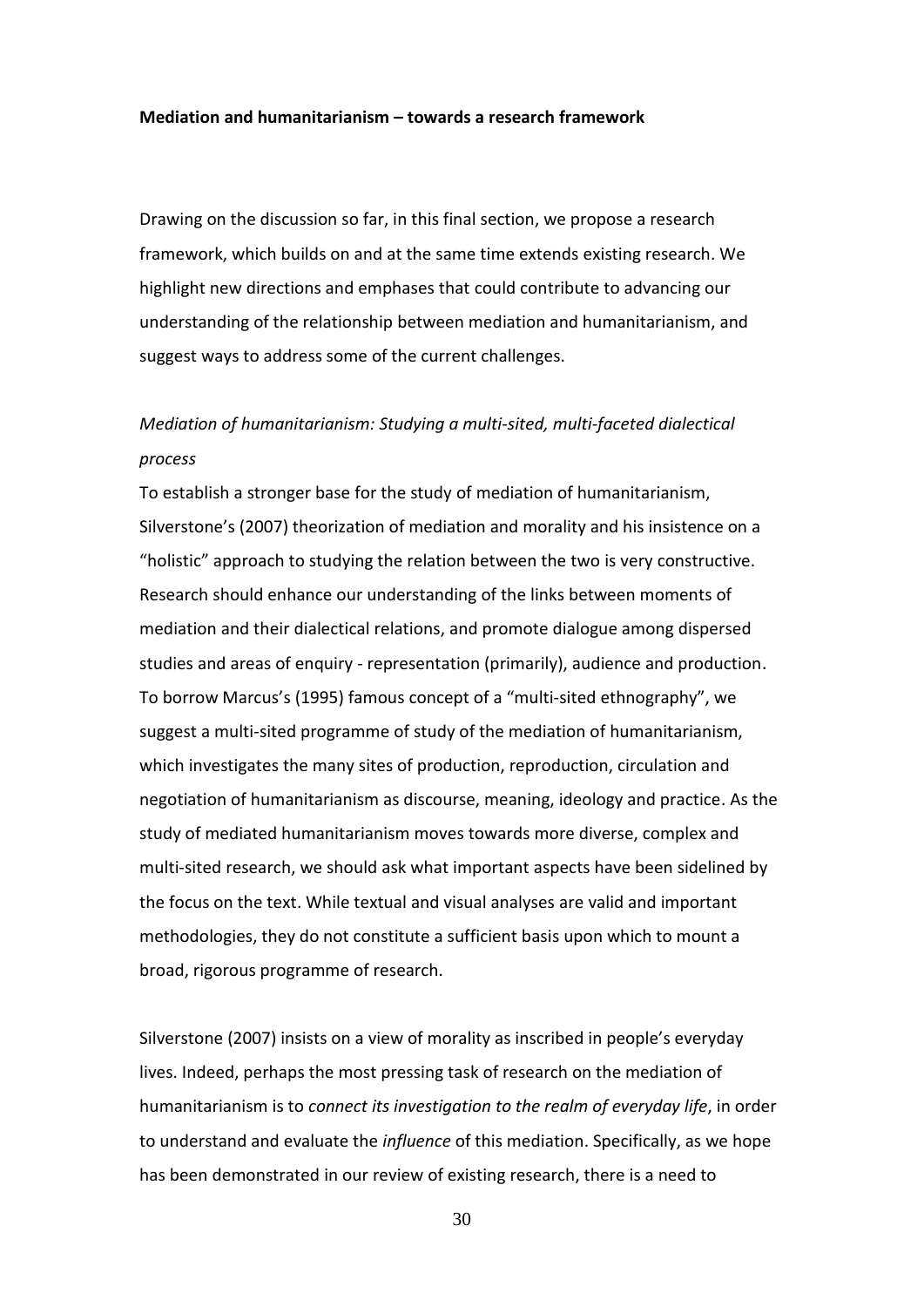**Mediation and humanitarianism – towards a research framework**

Drawing on the discussion so far, in this final section, we propose a research framework, which builds on and at the same time extends existing research. We highlight new directions and emphases that could contribute to advancing our understanding of the relationship between mediation and humanitarianism, and suggest ways to address some of the current challenges.

*Mediation of humanitarianism: Studying a multi-sited, multi-faceted dialectical process*

To establish a stronger base for the study of mediation of humanitarianism, Silverstone's (2007) theorization of mediation and morality and his insistence on a "holistic" approach to studying the relation between the two is very constructive. Research should enhance our understanding of the links between moments of mediation and their dialectical relations, and promote dialogue among dispersed studies and areas of enquiry - representation (primarily), audience and production. To borrow Marcus's (1995) famous concept of a "multi-sited ethnography", we suggest a multi-sited programme of study of the mediation of humanitarianism, which investigates the many sites of production, reproduction, circulation and negotiation of humanitarianism as discourse, meaning, ideology and practice. As the study of mediated humanitarianism moves towards more diverse, complex and multi-sited research, we should ask what important aspects have been sidelined by the focus on the text. While textual and visual analyses are valid and important methodologies, they do not constitute a sufficient basis upon which to mount a broad, rigorous programme of research.

Silverstone (2007) insists on a view of morality as inscribed in people's everyday lives. Indeed, perhaps the most pressing task of research on the mediation of humanitarianism is to *connect its investigation to the realm of everyday life*, in order to understand and evaluate the *influence* of this mediation. Specifically, as we hope has been demonstrated in our review of existing research, there is a need to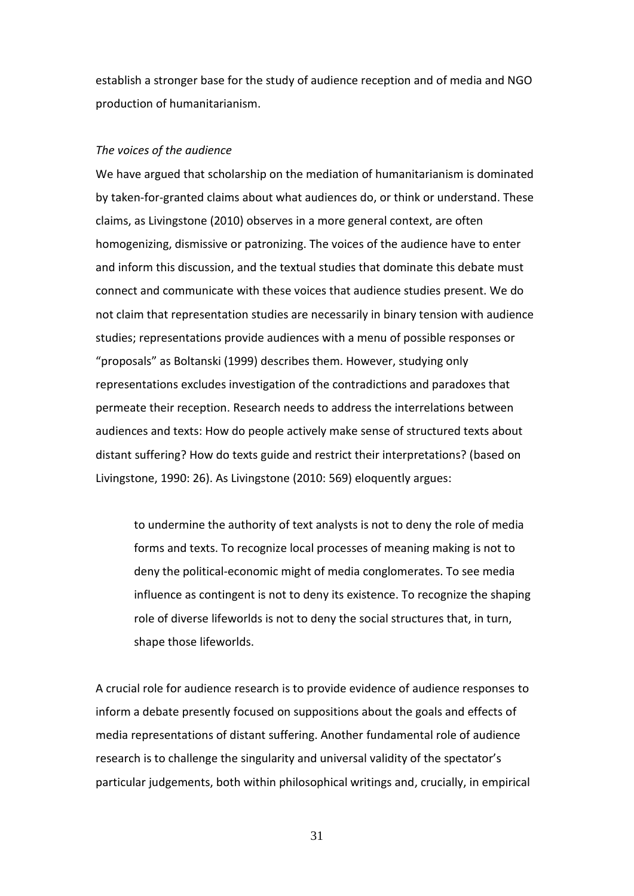establish a stronger base for the study of audience reception and of media and NGO production of humanitarianism.

*The voices of the audience*

We have argued that scholarship on the mediation of humanitarianism is dominated by taken-for-granted claims about what audiences do, or think or understand. These claims, as Livingstone (2010) observes in a more general context, are often homogenizing, dismissive or patronizing. The voices of the audience have to enter and inform this discussion, and the textual studies that dominate this debate must connect and communicate with these voices that audience studies present. We do not claim that representation studies are necessarily in binary tension with audience studies; representations provide audiences with a menu of possible responses or "proposals" as Boltanski (1999) describes them. However, studying only representations excludes investigation of the contradictions and paradoxes that permeate their reception. Research needs to address the interrelations between audiences and texts: How do people actively make sense of structured texts about distant suffering? How do texts guide and restrict their interpretations? (based on Livingstone, 1990: 26). As Livingstone (2010: 569) eloquently argues:

> to undermine the authority of text analysts is not to deny the role of media forms and texts. To recognize local processes of meaning making is not to deny the political-economic might of media conglomerates. To see media influence as contingent is not to deny its existence. To recognize the shaping role of diverse lifeworlds is not to deny the social structures that, in turn, shape those lifeworlds.

A crucial role for audience research is to provide evidence of audience responses to inform a debate presently focused on suppositions about the goals and effects of media representations of distant suffering. Another fundamental role of audience research is to challenge the singularity and universal validity of the spectator's particular judgements, both within philosophical writings and, crucially, in empirical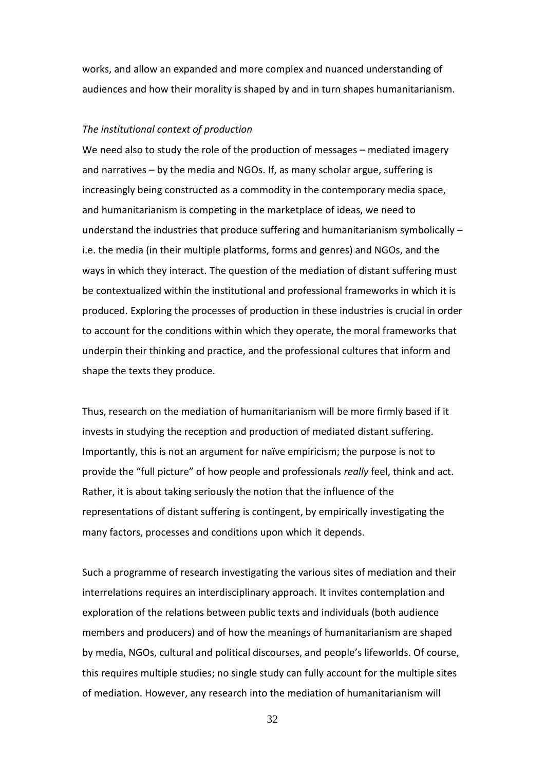works, and allow an expanded and more complex and nuanced understanding of audiences and how their morality is shaped by and in turn shapes humanitarianism.

*The institutional context of production*

We need also to study the role of the production of messages – mediated imagery and narratives – by the media and NGOs. If, as many scholar argue, suffering is increasingly being constructed as a commodity in the contemporary media space, and humanitarianism is competing in the marketplace of ideas, we need to understand the industries that produce suffering and humanitarianism symbolically – i.e. the media (in their multiple platforms, forms and genres) and NGOs, and the ways in which they interact. The question of the mediation of distant suffering must be contextualized within the institutional and professional frameworks in which it is produced. Exploring the processes of production in these industries is crucial in order to account for the conditions within which they operate, the moral frameworks that underpin their thinking and practice, and the professional cultures that inform and shape the texts they produce.

Thus, research on the mediation of humanitarianism will be more firmly based if it invests in studying the reception and production of mediated distant suffering. Importantly, this is not an argument for naïve empiricism; the purpose is not to provide the "full picture" of how people and professionals *really* feel, think and act. Rather, it is about taking seriously the notion that the influence of the representations of distant suffering is contingent, by empirically investigating the many factors, processes and conditions upon which it depends.

Such a programme of research investigating the various sites of mediation and their interrelations requires an interdisciplinary approach. It invites contemplation and exploration of the relations between public texts and individuals (both audience members and producers) and of how the meanings of humanitarianism are shaped by media, NGOs, cultural and political discourses, and people's lifeworlds. Of course, this requires multiple studies; no single study can fully account for the multiple sites of mediation. However, any research into the mediation of humanitarianism will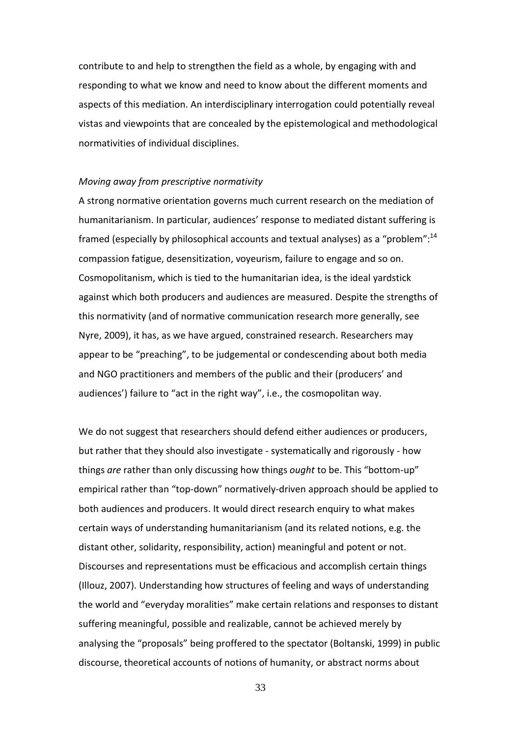contribute to and help to strengthen the field as a whole, by engaging with and responding to what we know and need to know about the different moments and aspects of this mediation. An interdisciplinary interrogation could potentially reveal vistas and viewpoints that are concealed by the epistemological and methodological normativities of individual disciplines.

*Moving away from prescriptive normativity*

A strong normative orientation governs much current research on the mediation of humanitarianism. In particular, audiences' response to mediated distant suffering is framed (especially by philosophical accounts and textual analyses) as a "problem":[14] compassion fatigue, desensitization, voyeurism, failure to engage and so on. Cosmopolitanism, which is tied to the humanitarian idea, is the ideal yardstick against which both producers and audiences are measured. Despite the strengths of this normativity (and of normative communication research more generally, see Nyre, 2009), it has, as we have argued, constrained research. Researchers may appear to be "preaching", to be judgemental or condescending about both media and NGO practitioners and members of the public and their (producers' and audiences') failure to "act in the right way", i.e., the cosmopolitan way.

We do not suggest that researchers should defend either audiences or producers, but rather that they should also investigate - systematically and rigorously - how things *are* rather than only discussing how things *ought* to be. This "bottom-up" empirical rather than "top-down" normatively-driven approach should be applied to both audiences and producers. It would direct research enquiry to what makes certain ways of understanding humanitarianism (and its related notions, e.g. the distant other, solidarity, responsibility, action) meaningful and potent or not. Discourses and representations must be efficacious and accomplish certain things (Illouz, 2007). Understanding how structures of feeling and ways of understanding the world and "everyday moralities" make certain relations and responses to distant suffering meaningful, possible and realizable, cannot be achieved merely by analysing the "proposals" being proffered to the spectator (Boltanski, 1999) in public discourse, theoretical accounts of notions of humanity, or abstract norms about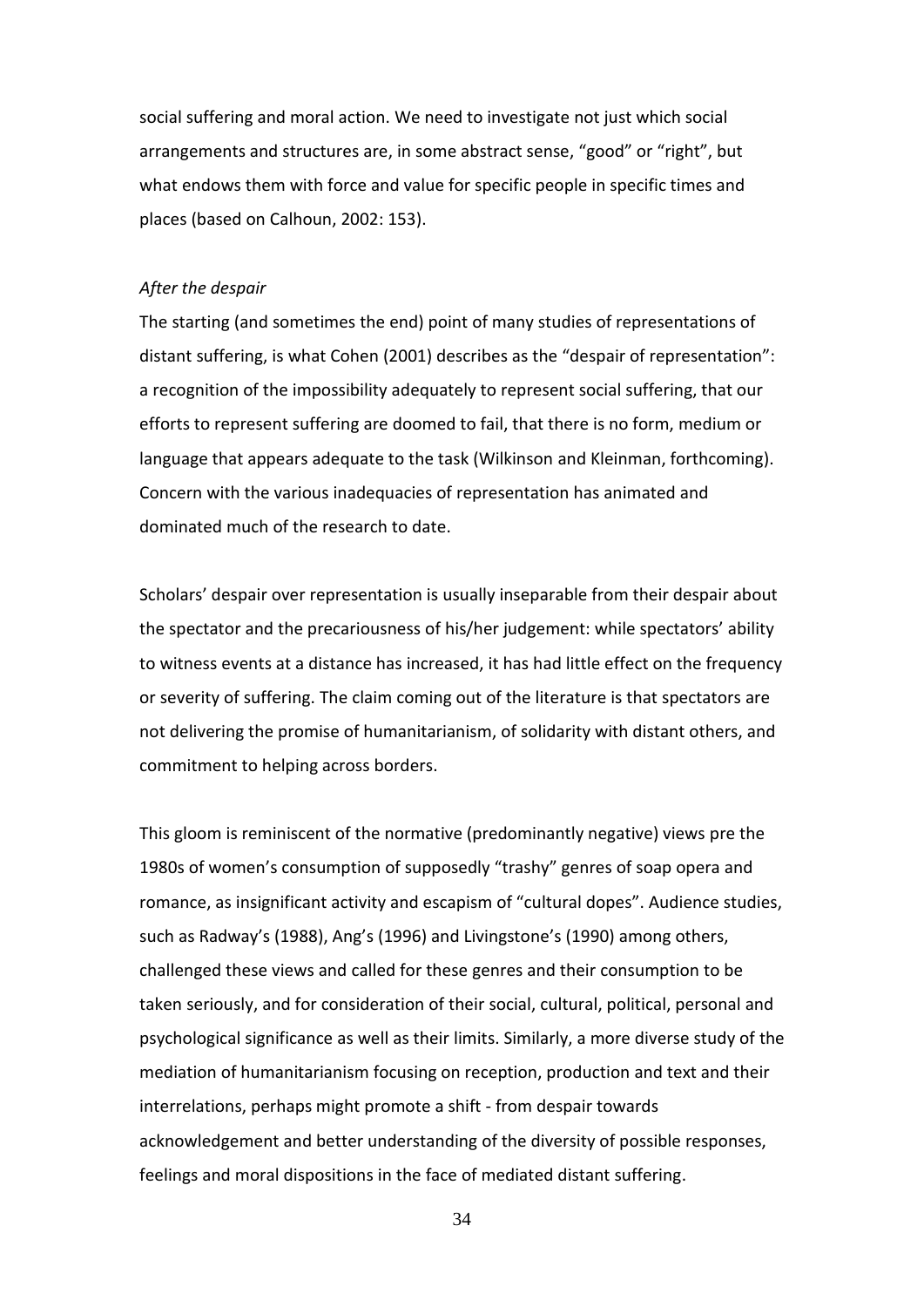social suffering and moral action. We need to investigate not just which social arrangements and structures are, in some abstract sense, "good" or "right", but what endows them with force and value for specific people in specific times and places (based on Calhoun, 2002: 153).

*After the despair*

The starting (and sometimes the end) point of many studies of representations of distant suffering, is what Cohen (2001) describes as the "despair of representation": a recognition of the impossibility adequately to represent social suffering, that our efforts to represent suffering are doomed to fail, that there is no form, medium or language that appears adequate to the task (Wilkinson and Kleinman, forthcoming). Concern with the various inadequacies of representation has animated and dominated much of the research to date.

Scholars' despair over representation is usually inseparable from their despair about the spectator and the precariousness of his/her judgement: while spectators' ability to witness events at a distance has increased, it has had little effect on the frequency or severity of suffering. The claim coming out of the literature is that spectators are not delivering the promise of humanitarianism, of solidarity with distant others, and commitment to helping across borders.

This gloom is reminiscent of the normative (predominantly negative) views pre the 1980s of women's consumption of supposedly "trashy" genres of soap opera and romance, as insignificant activity and escapism of "cultural dopes". Audience studies, such as Radway's (1988), Ang's (1996) and Livingstone's (1990) among others, challenged these views and called for these genres and their consumption to be taken seriously, and for consideration of their social, cultural, political, personal and psychological significance as well as their limits. Similarly, a more diverse study of the mediation of humanitarianism focusing on reception, production and text and their interrelations, perhaps might promote a shift - from despair towards acknowledgement and better understanding of the diversity of possible responses, feelings and moral dispositions in the face of mediated distant suffering.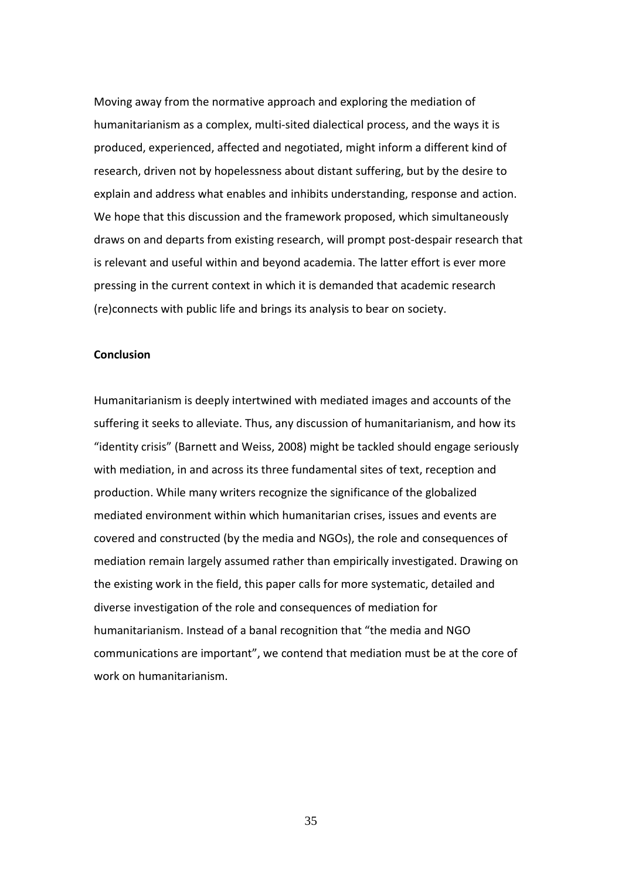Moving away from the normative approach and exploring the mediation of humanitarianism as a complex, multi-sited dialectical process, and the ways it is produced, experienced, affected and negotiated, might inform a different kind of research, driven not by hopelessness about distant suffering, but by the desire to explain and address what enables and inhibits understanding, response and action. We hope that this discussion and the framework proposed, which simultaneously draws on and departs from existing research, will prompt post-despair research that is relevant and useful within and beyond academia. The latter effort is ever more pressing in the current context in which it is demanded that academic research (re)connects with public life and brings its analysis to bear on society.

## Conclusion

Humanitarianism is deeply intertwined with mediated images and accounts of the suffering it seeks to alleviate. Thus, any discussion of humanitarianism, and how its "identity crisis" (Barnett and Weiss, 2008) might be tackled should engage seriously with mediation, in and across its three fundamental sites of text, reception and production. While many writers recognize the significance of the globalized mediated environment within which humanitarian crises, issues and events are covered and constructed (by the media and NGOs), the role and consequences of mediation remain largely assumed rather than empirically investigated. Drawing on the existing work in the field, this paper calls for more systematic, detailed and diverse investigation of the role and consequences of mediation for humanitarianism. Instead of a banal recognition that "the media and NGO communications are important", we contend that mediation must be at the core of work on humanitarianism.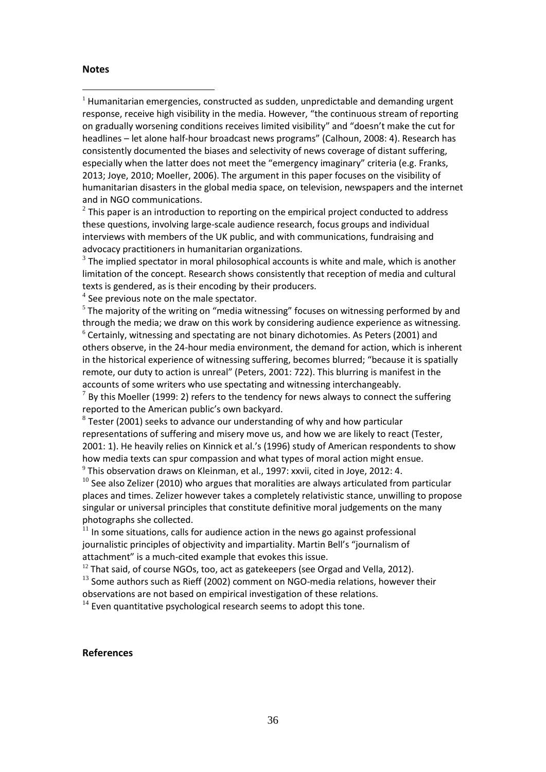**Notes**

[1] Humanitarian emergencies, constructed as sudden, unpredictable and demanding urgent response, receive high visibility in the media. However, "the continuous stream of reporting on gradually worsening conditions receives limited visibility" and "doesn't make the cut for headlines – let alone half-hour broadcast news programs" (Calhoun, 2008: 4). Research has consistently documented the biases and selectivity of news coverage of distant suffering, especially when the latter does not meet the "emergency imaginary" criteria (e.g. Franks, 2013; Joye, 2010; Moeller, 2006). The argument in this paper focuses on the visibility of humanitarian disasters in the global media space, on television, newspapers and the internet and in NGO communications.

[2] This paper is an introduction to reporting on the empirical project conducted to address these questions, involving large-scale audience research, focus groups and individual interviews with members of the UK public, and with communications, fundraising and advocacy practitioners in humanitarian organizations.

[3] The implied spectator in moral philosophical accounts is white and male, which is another limitation of the concept. Research shows consistently that reception of media and cultural texts is gendered, as is their encoding by their producers.

[4] See previous note on the male spectator.

[5] The majority of the writing on "media witnessing" focuses on witnessing performed by and through the media; we draw on this work by considering audience experience as witnessing.

[6] Certainly, witnessing and spectating are not binary dichotomies. As Peters (2001) and others observe, in the 24-hour media environment, the demand for action, which is inherent in the historical experience of witnessing suffering, becomes blurred; "because it is spatially remote, our duty to action is unreal" (Peters, 2001: 722). This blurring is manifest in the accounts of some writers who use spectating and witnessing interchangeably.

[7] By this Moeller (1999: 2) refers to the tendency for news always to connect the suffering reported to the American public's own backyard.

[8] Tester (2001) seeks to advance our understanding of why and how particular representations of suffering and misery move us, and how we are likely to react (Tester, 2001: 1). He heavily relies on Kinnick et al.'s (1996) study of American respondents to show how media texts can spur compassion and what types of moral action might ensue.

[9] This observation draws on Kleinman, et al., 1997: xxvii, cited in Joye, 2012: 4.

[10] See also Zelizer (2010) who argues that moralities are always articulated from particular places and times. Zelizer however takes a completely relativistic stance, unwilling to propose singular or universal principles that constitute definitive moral judgements on the many photographs she collected.

[11] In some situations, calls for audience action in the news go against professional journalistic principles of objectivity and impartiality. Martin Bell's "journalism of attachment" is a much-cited example that evokes this issue.

[12] That said, of course NGOs, too, act as gatekeepers (see Orgad and Vella, 2012).

[13] Some authors such as Rieff (2002) comment on NGO-media relations, however their observations are not based on empirical investigation of these relations.

[14] Even quantitative psychological research seems to adopt this tone.

**References**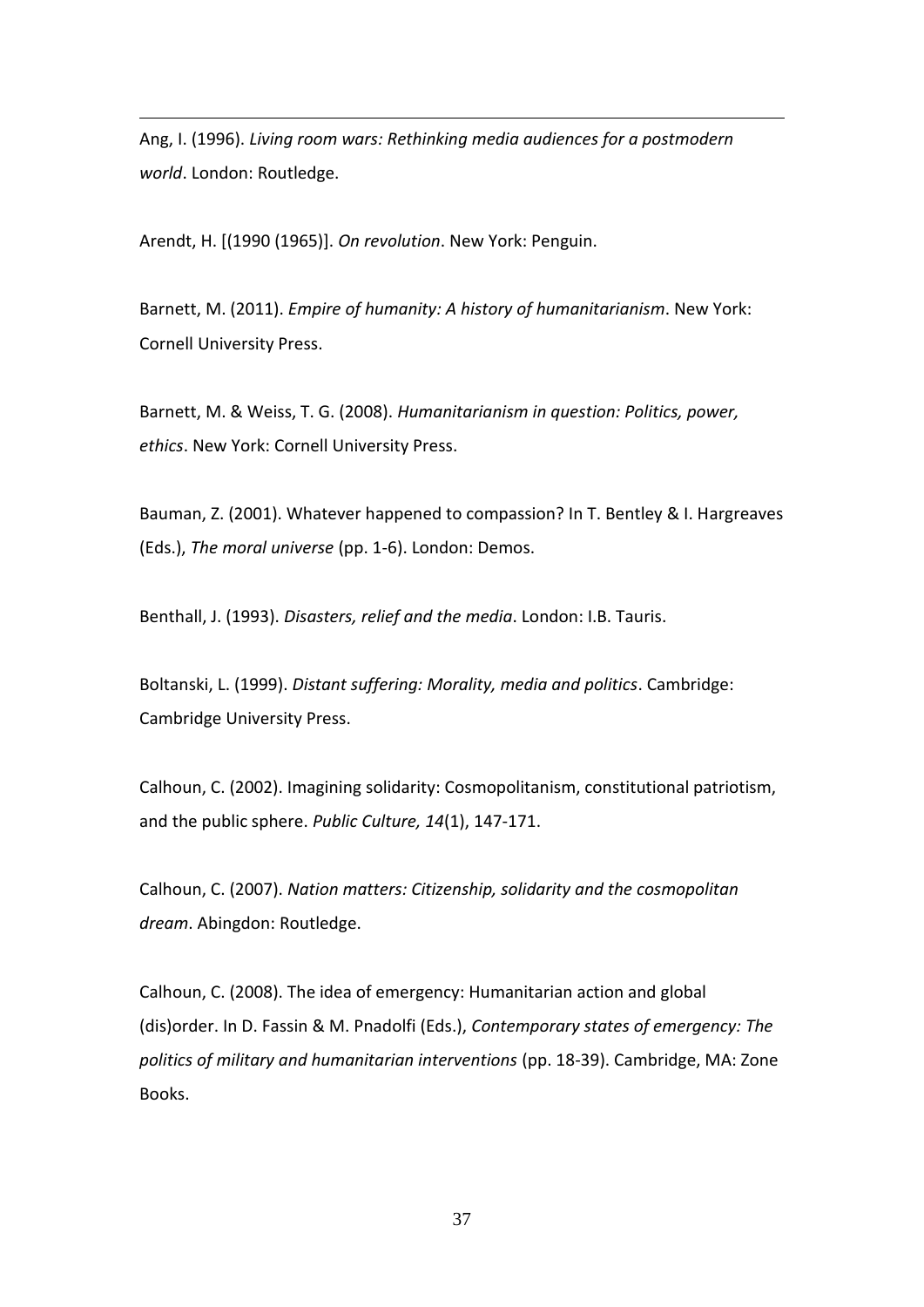Ang, I. (1996). *Living room wars: Rethinking media audiences for a postmodern world*. London: Routledge.

Arendt, H. [(1990 (1965)]. *On revolution*. New York: Penguin.

Barnett, M. (2011). *Empire of humanity: A history of humanitarianism*. New York: Cornell University Press.

Barnett, M. & Weiss, T. G. (2008). *Humanitarianism in question: Politics, power, ethics*. New York: Cornell University Press.

Bauman, Z. (2001). Whatever happened to compassion? In T. Bentley & I. Hargreaves (Eds.), *The moral universe* (pp. 1-6). London: Demos.

Benthall, J. (1993). *Disasters, relief and the media*. London: I.B. Tauris.

Boltanski, L. (1999). *Distant suffering: Morality, media and politics*. Cambridge: Cambridge University Press.

Calhoun, C. (2002). Imagining solidarity: Cosmopolitanism, constitutional patriotism, and the public sphere. *Public Culture, 14*(1), 147-171.

Calhoun, C. (2007). *Nation matters: Citizenship, solidarity and the cosmopolitan dream*. Abingdon: Routledge.

Calhoun, C. (2008). The idea of emergency: Humanitarian action and global (dis)order. In D. Fassin & M. Pnadolfi (Eds.), *Contemporary states of emergency: The politics of military and humanitarian interventions* (pp. 18-39). Cambridge, MA: Zone Books.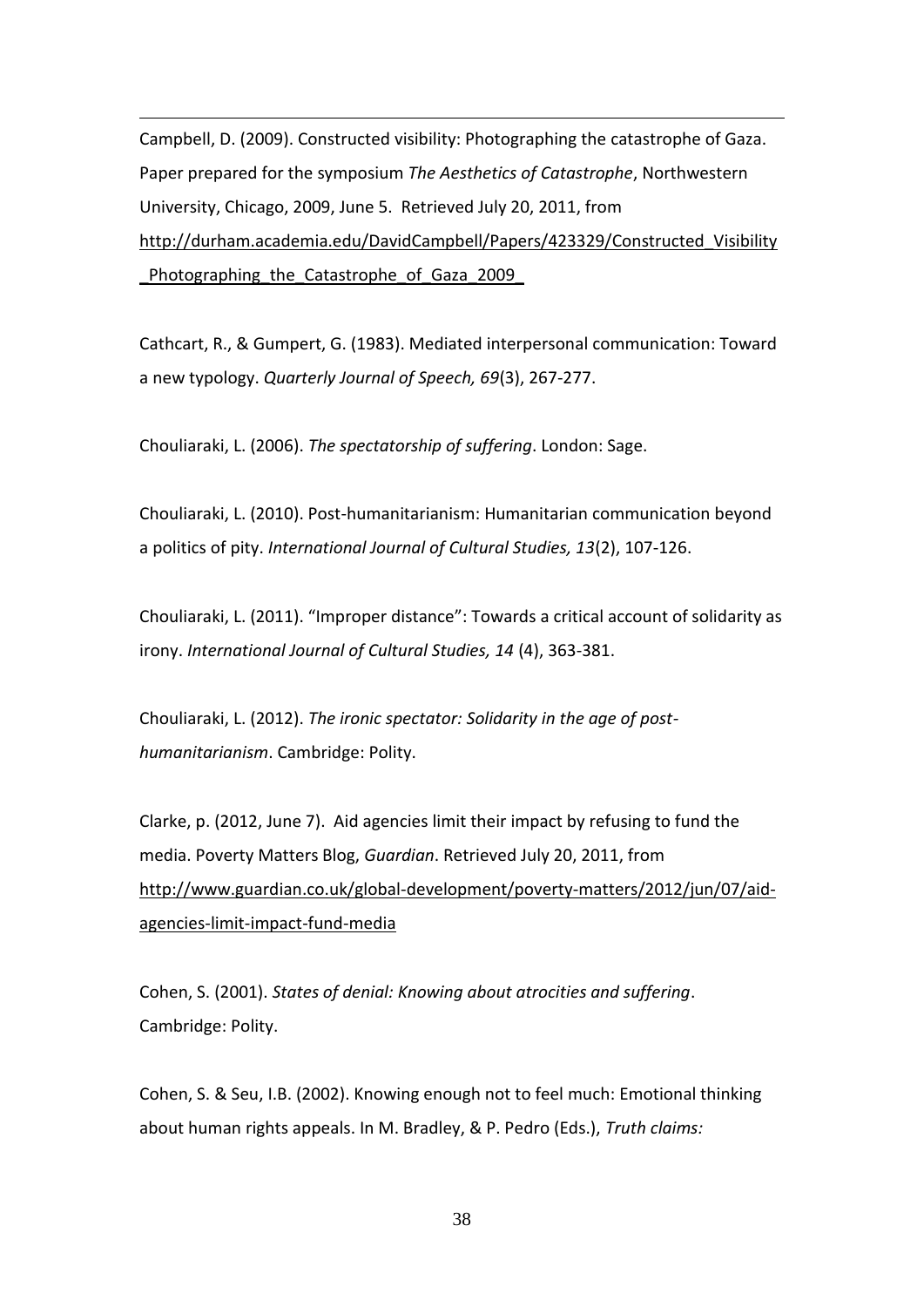Campbell, D. (2009). Constructed visibility: Photographing the catastrophe of Gaza. Paper prepared for the symposium *The Aesthetics of Catastrophe*, Northwestern University, Chicago, 2009, June 5. Retrieved July 20, 2011, from http://durham.academia.edu/DavidCampbell/Papers/423329/Constructed_Visibility_Photographing_the_Catastrophe_of_Gaza_2009_

Cathcart, R., & Gumpert, G. (1983). Mediated interpersonal communication: Toward a new typology. *Quarterly Journal of Speech, 69*(3), 267-277.

Chouliaraki, L. (2006). *The spectatorship of suffering*. London: Sage.

Chouliaraki, L. (2010). Post-humanitarianism: Humanitarian communication beyond a politics of pity. *International Journal of Cultural Studies, 13*(2), 107-126.

Chouliaraki, L. (2011). "Improper distance": Towards a critical account of solidarity as irony. *International Journal of Cultural Studies, 14* (4), 363-381.

Chouliaraki, L. (2012). *The ironic spectator: Solidarity in the age of post-humanitarianism*. Cambridge: Polity.

Clarke, p. (2012, June 7). Aid agencies limit their impact by refusing to fund the media. Poverty Matters Blog, *Guardian*. Retrieved July 20, 2011, from http://www.guardian.co.uk/global-development/poverty-matters/2012/jun/07/aid-agencies-limit-impact-fund-media

Cohen, S. (2001). *States of denial: Knowing about atrocities and suffering*. Cambridge: Polity.

Cohen, S. & Seu, I.B. (2002). Knowing enough not to feel much: Emotional thinking about human rights appeals. In M. Bradley, & P. Pedro (Eds.), *Truth claims:*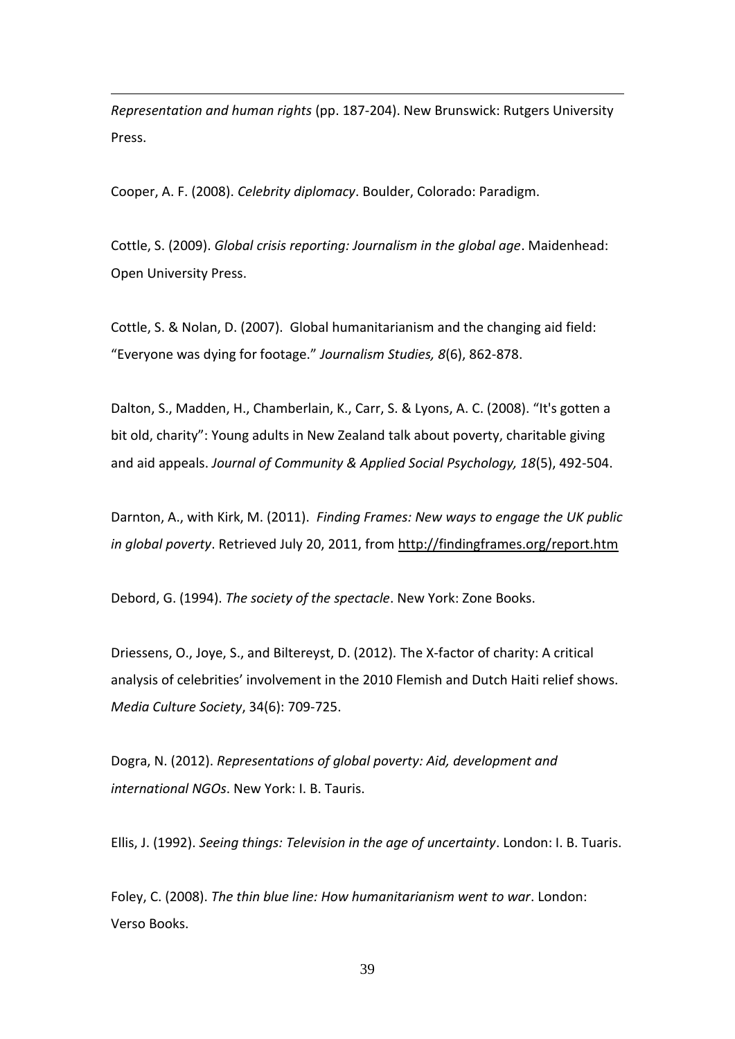*Representation and human rights* (pp. 187-204). New Brunswick: Rutgers University Press.

Cooper, A. F. (2008). *Celebrity diplomacy*. Boulder, Colorado: Paradigm.

Cottle, S. (2009). *Global crisis reporting: Journalism in the global age*. Maidenhead: Open University Press.

Cottle, S. & Nolan, D. (2007). Global humanitarianism and the changing aid field: "Everyone was dying for footage." *Journalism Studies, 8*(6), 862-878.

Dalton, S., Madden, H., Chamberlain, K., Carr, S. & Lyons, A. C. (2008). "It's gotten a bit old, charity": Young adults in New Zealand talk about poverty, charitable giving and aid appeals. *Journal of Community & Applied Social Psychology, 18*(5), 492-504.

Darnton, A., with Kirk, M. (2011). *Finding Frames: New ways to engage the UK public in global poverty*. Retrieved July 20, 2011, from http://findingframes.org/report.htm

Debord, G. (1994). *The society of the spectacle*. New York: Zone Books.

Driessens, O., Joye, S., and Biltereyst, D. (2012). The X-factor of charity: A critical analysis of celebrities' involvement in the 2010 Flemish and Dutch Haiti relief shows. *Media Culture Society*, 34(6): 709-725.

Dogra, N. (2012). *Representations of global poverty: Aid, development and international NGOs*. New York: I. B. Tauris.

Ellis, J. (1992). *Seeing things: Television in the age of uncertainty*. London: I. B. Tuaris.

Foley, C. (2008). *The thin blue line: How humanitarianism went to war*. London: Verso Books.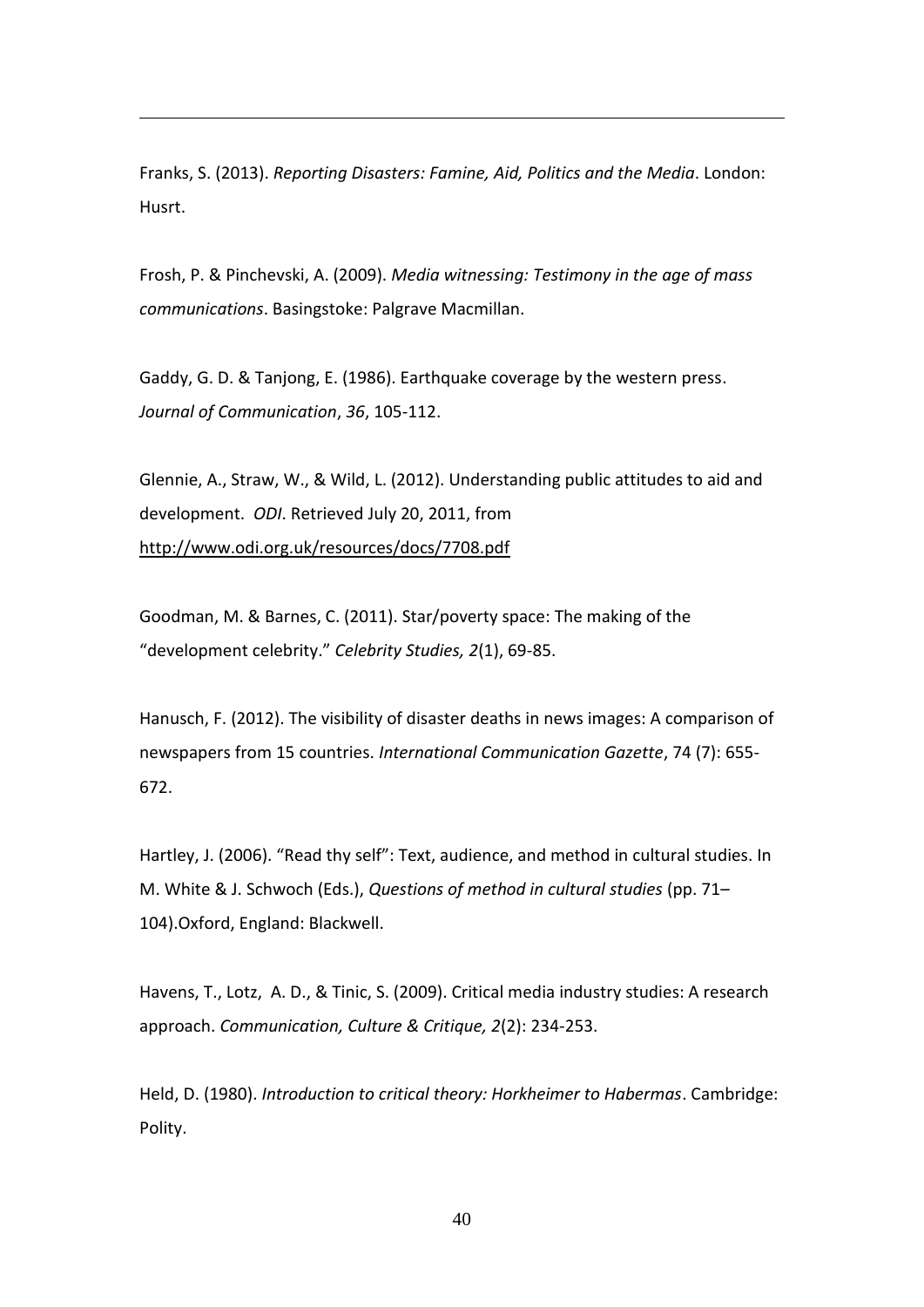Franks, S. (2013). *Reporting Disasters: Famine, Aid, Politics and the Media*. London: Husrt.

Frosh, P. & Pinchevski, A. (2009). *Media witnessing: Testimony in the age of mass communications*. Basingstoke: Palgrave Macmillan.

Gaddy, G. D. & Tanjong, E. (1986). Earthquake coverage by the western press. *Journal of Communication*, *36*, 105-112.

Glennie, A., Straw, W., & Wild, L. (2012). Understanding public attitudes to aid and development. *ODI*. Retrieved July 20, 2011, from http://www.odi.org.uk/resources/docs/7708.pdf

Goodman, M. & Barnes, C. (2011). Star/poverty space: The making of the "development celebrity." *Celebrity Studies, 2*(1), 69-85.

Hanusch, F. (2012). The visibility of disaster deaths in news images: A comparison of newspapers from 15 countries. *International Communication Gazette*, 74 (7): 655-672.

Hartley, J. (2006). "Read thy self": Text, audience, and method in cultural studies. In M. White & J. Schwoch (Eds.), *Questions of method in cultural studies* (pp. 71–104).Oxford, England: Blackwell.

Havens, T., Lotz, A. D., & Tinic, S. (2009). Critical media industry studies: A research approach. *Communication, Culture & Critique, 2*(2): 234-253.

Held, D. (1980). *Introduction to critical theory: Horkheimer to Habermas*. Cambridge: Polity.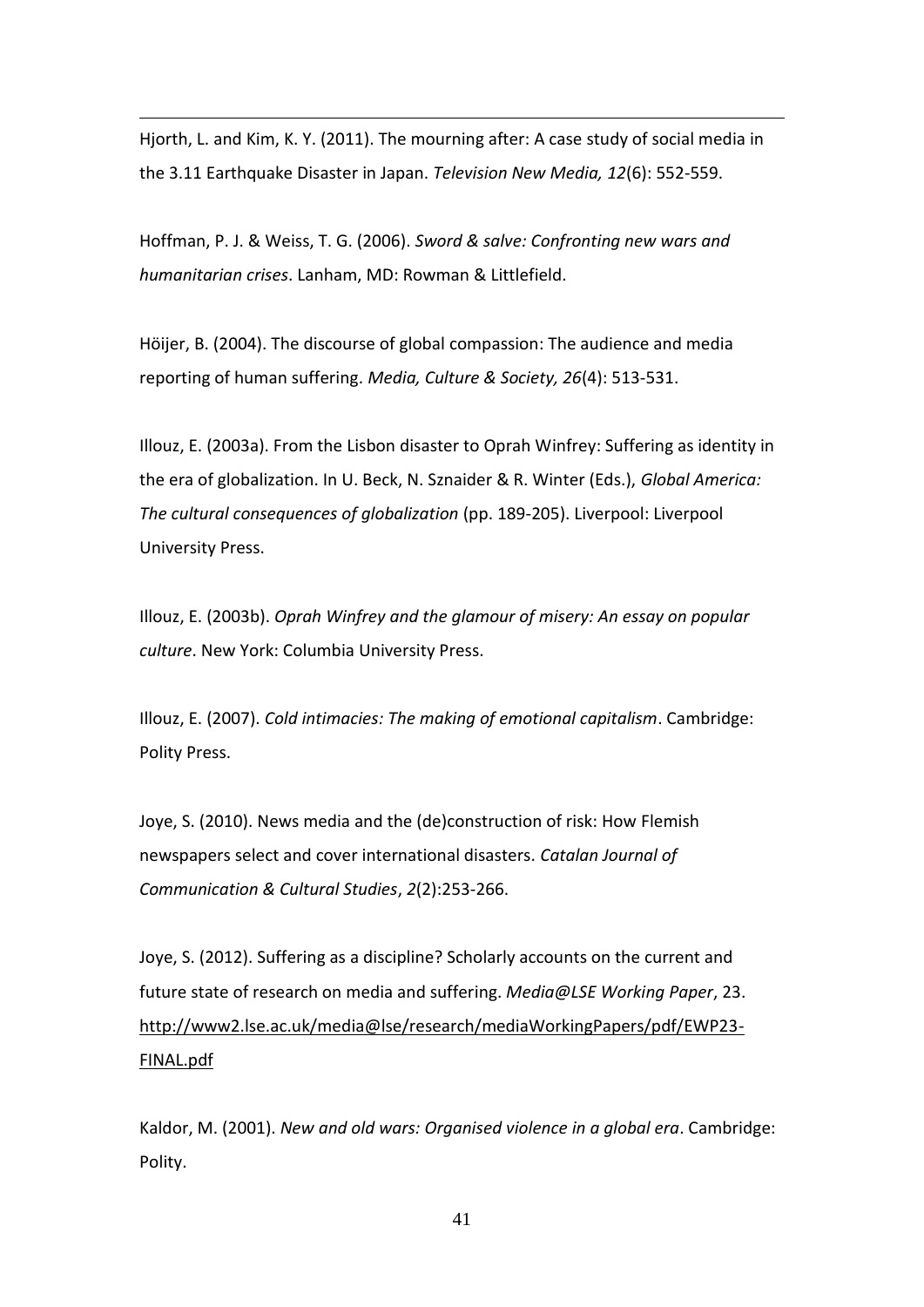Hjorth, L. and Kim, K. Y. (2011). The mourning after: A case study of social media in the 3.11 Earthquake Disaster in Japan. *Television New Media, 12*(6): 552-559.

Hoffman, P. J. & Weiss, T. G. (2006). *Sword & salve: Confronting new wars and humanitarian crises*. Lanham, MD: Rowman & Littlefield.

Höijer, B. (2004). The discourse of global compassion: The audience and media reporting of human suffering. *Media, Culture & Society, 26*(4): 513-531.

Illouz, E. (2003a). From the Lisbon disaster to Oprah Winfrey: Suffering as identity in the era of globalization. In U. Beck, N. Sznaider & R. Winter (Eds.), *Global America: The cultural consequences of globalization* (pp. 189-205). Liverpool: Liverpool University Press.

Illouz, E. (2003b). *Oprah Winfrey and the glamour of misery: An essay on popular culture*. New York: Columbia University Press.

Illouz, E. (2007). *Cold intimacies: The making of emotional capitalism*. Cambridge: Polity Press.

Joye, S. (2010). News media and the (de)construction of risk: How Flemish newspapers select and cover international disasters. *Catalan Journal of Communication & Cultural Studies*, *2*(2):253-266.

Joye, S. (2012). Suffering as a discipline? Scholarly accounts on the current and future state of research on media and suffering. *Media@LSE Working Paper*, 23. http://www2.lse.ac.uk/media@lse/research/mediaWorkingPapers/pdf/EWP23-FINAL.pdf

Kaldor, M. (2001). *New and old wars: Organised violence in a global era*. Cambridge: Polity.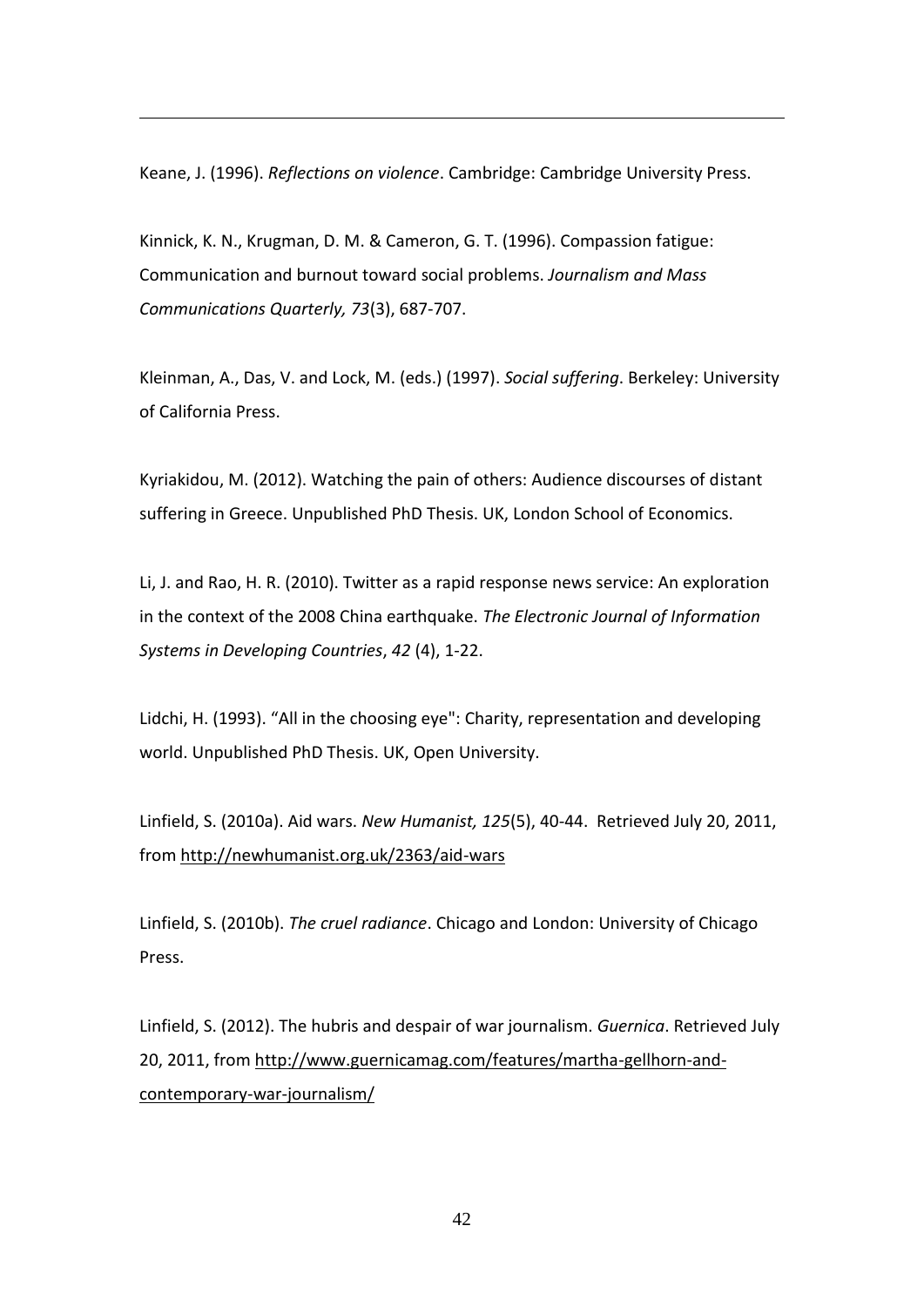Keane, J. (1996). *Reflections on violence*. Cambridge: Cambridge University Press.

Kinnick, K. N., Krugman, D. M. & Cameron, G. T. (1996). Compassion fatigue: Communication and burnout toward social problems. *Journalism and Mass Communications Quarterly, 73*(3), 687-707.

Kleinman, A., Das, V. and Lock, M. (eds.) (1997). *Social suffering*. Berkeley: University of California Press.

Kyriakidou, M. (2012). Watching the pain of others: Audience discourses of distant suffering in Greece. Unpublished PhD Thesis. UK, London School of Economics.

Li, J. and Rao, H. R. (2010). Twitter as a rapid response news service: An exploration in the context of the 2008 China earthquake. *The Electronic Journal of Information Systems in Developing Countries*, *42* (4), 1-22.

Lidchi, H. (1993). "All in the choosing eye": Charity, representation and developing world. Unpublished PhD Thesis. UK, Open University.

Linfield, S. (2010a). Aid wars. *New Humanist, 125*(5), 40-44. Retrieved July 20, 2011, from http://newhumanist.org.uk/2363/aid-wars

Linfield, S. (2010b). *The cruel radiance*. Chicago and London: University of Chicago Press.

Linfield, S. (2012). The hubris and despair of war journalism. *Guernica*. Retrieved July 20, 2011, from http://www.guernicamag.com/features/martha-gellhorn-and-contemporary-war-journalism/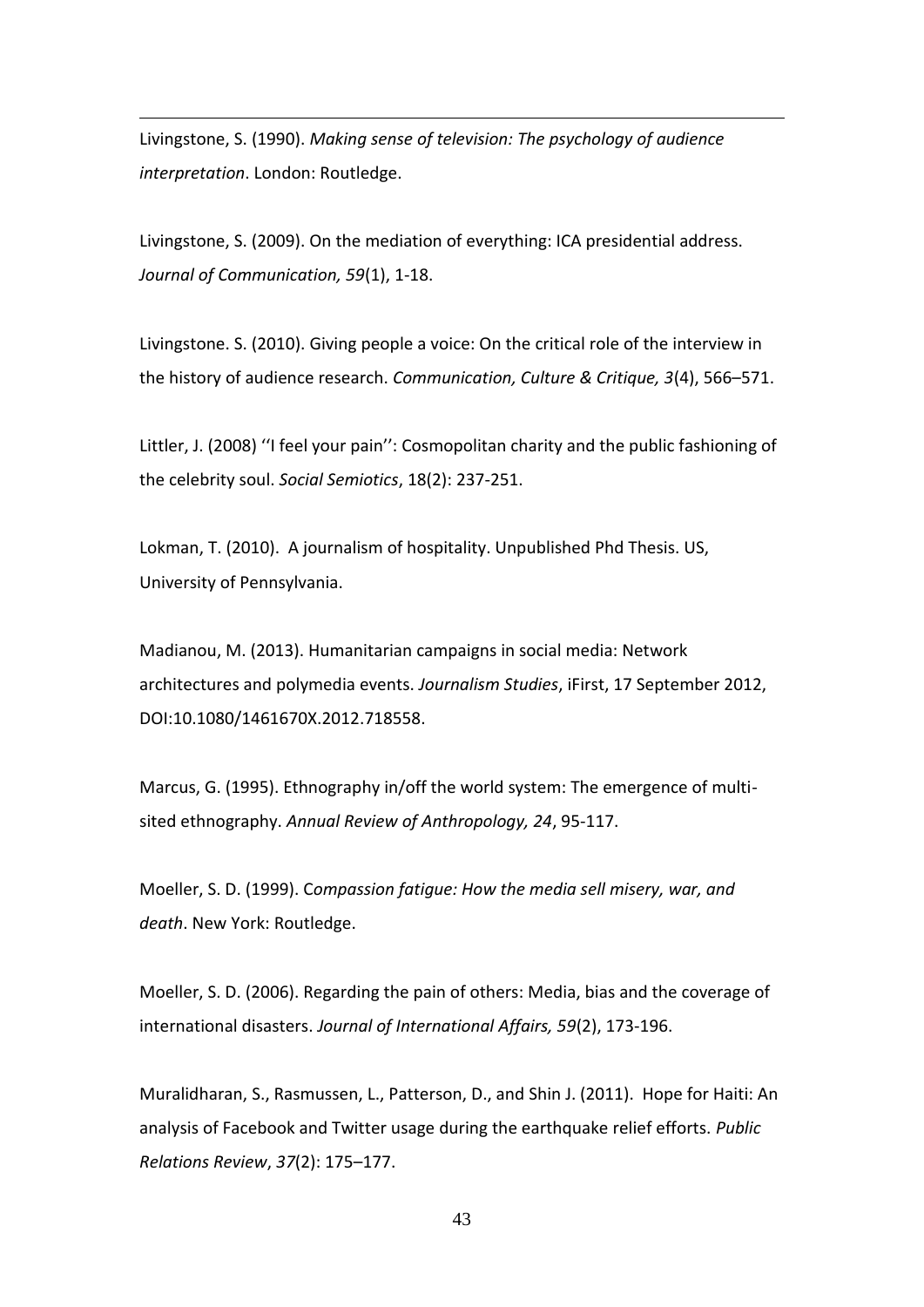Livingstone, S. (1990). *Making sense of television: The psychology of audience interpretation*. London: Routledge.

Livingstone, S. (2009). On the mediation of everything: ICA presidential address. *Journal of Communication, 59*(1), 1-18.

Livingstone. S. (2010). Giving people a voice: On the critical role of the interview in the history of audience research. *Communication, Culture & Critique, 3*(4), 566–571.

Littler, J. (2008) ''I feel your pain'': Cosmopolitan charity and the public fashioning of the celebrity soul. *Social Semiotics*, 18(2): 237-251.

Lokman, T. (2010). A journalism of hospitality. Unpublished Phd Thesis. US, University of Pennsylvania.

Madianou, M. (2013). Humanitarian campaigns in social media: Network architectures and polymedia events. *Journalism Studies*, iFirst, 17 September 2012, DOI:10.1080/1461670X.2012.718558.

Marcus, G. (1995). Ethnography in/off the world system: The emergence of multi-sited ethnography. *Annual Review of Anthropology, 24*, 95-117.

Moeller, S. D. (1999). C*ompassion fatigue: How the media sell misery, war, and death*. New York: Routledge.

Moeller, S. D. (2006). Regarding the pain of others: Media, bias and the coverage of international disasters. *Journal of International Affairs, 59*(2), 173-196.

Muralidharan, S., Rasmussen, L., Patterson, D., and Shin J. (2011). Hope for Haiti: An analysis of Facebook and Twitter usage during the earthquake relief efforts. *Public Relations Review*, *37*(2): 175–177.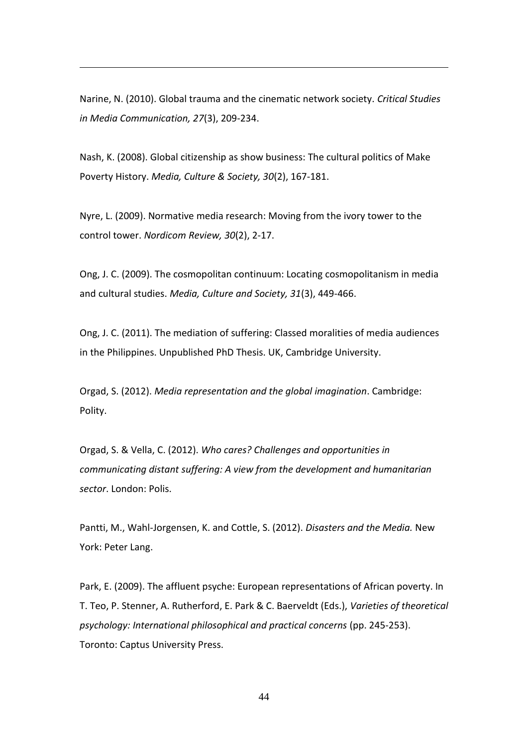Narine, N. (2010). Global trauma and the cinematic network society. *Critical Studies in Media Communication, 27*(3), 209-234.

Nash, K. (2008). Global citizenship as show business: The cultural politics of Make Poverty History. *Media, Culture & Society, 30*(2), 167-181.

Nyre, L. (2009). Normative media research: Moving from the ivory tower to the control tower. *Nordicom Review, 30*(2), 2-17.

Ong, J. C. (2009). The cosmopolitan continuum: Locating cosmopolitanism in media and cultural studies. *Media, Culture and Society, 31*(3), 449-466.

Ong, J. C. (2011). The mediation of suffering: Classed moralities of media audiences in the Philippines. Unpublished PhD Thesis. UK, Cambridge University.

Orgad, S. (2012). *Media representation and the global imagination*. Cambridge: Polity.

Orgad, S. & Vella, C. (2012). *Who cares? Challenges and opportunities in communicating distant suffering: A view from the development and humanitarian sector*. London: Polis.

Pantti, M., Wahl-Jorgensen, K. and Cottle, S. (2012). *Disasters and the Media.* New York: Peter Lang.

Park, E. (2009). The affluent psyche: European representations of African poverty. In T. Teo, P. Stenner, A. Rutherford, E. Park & C. Baerveldt (Eds.), *Varieties of theoretical psychology: International philosophical and practical concerns* (pp. 245-253). Toronto: Captus University Press.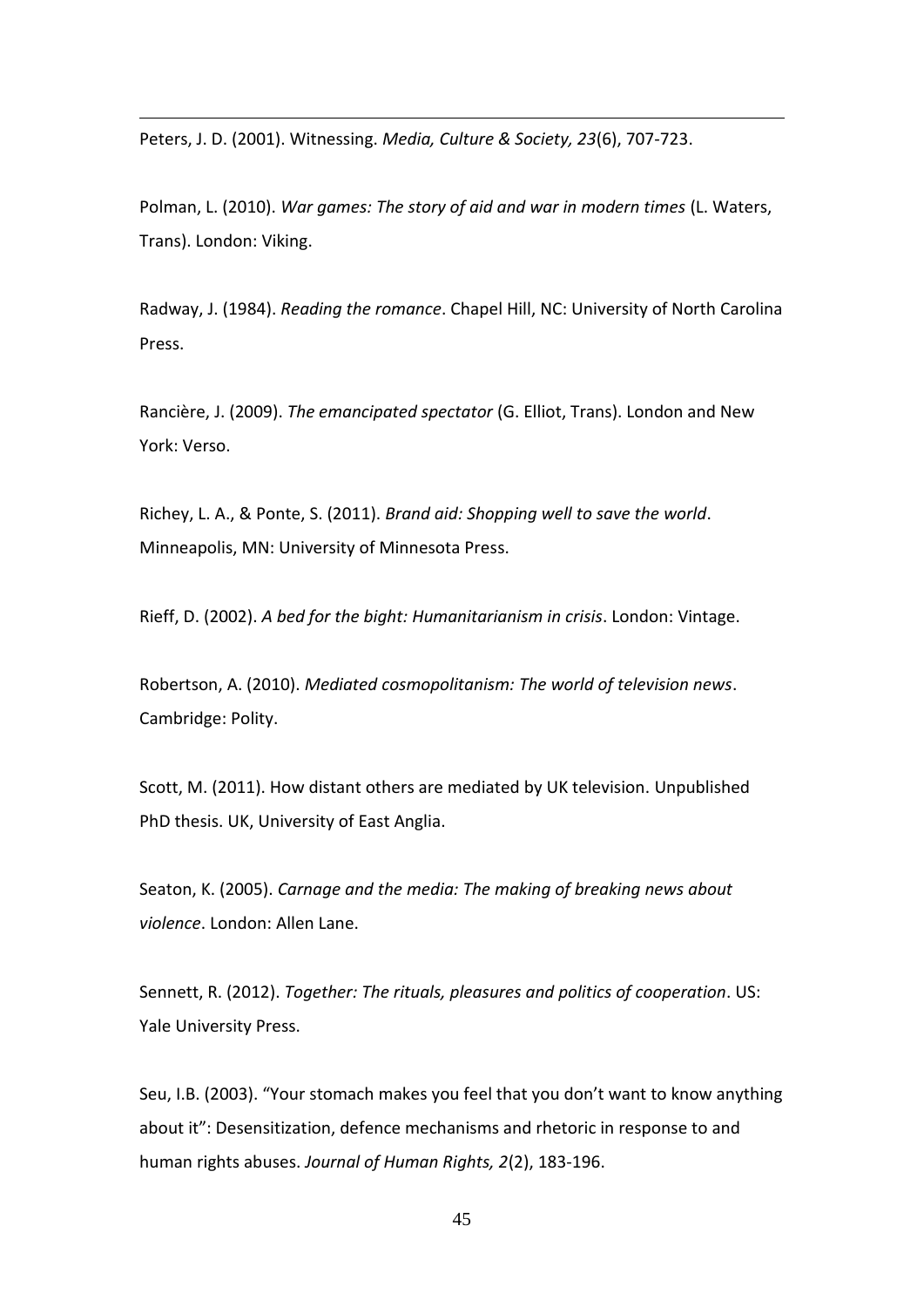Peters, J. D. (2001). Witnessing. *Media, Culture & Society, 23*(6), 707-723.

Polman, L. (2010). *War games: The story of aid and war in modern times* (L. Waters, Trans). London: Viking.

Radway, J. (1984). *Reading the romance*. Chapel Hill, NC: University of North Carolina Press.

Rancière, J. (2009). *The emancipated spectator* (G. Elliot, Trans). London and New York: Verso.

Richey, L. A., & Ponte, S. (2011). *Brand aid: Shopping well to save the world*. Minneapolis, MN: University of Minnesota Press.

Rieff, D. (2002). *A bed for the bight: Humanitarianism in crisis*. London: Vintage.

Robertson, A. (2010). *Mediated cosmopolitanism: The world of television news*. Cambridge: Polity.

Scott, M. (2011). How distant others are mediated by UK television. Unpublished PhD thesis. UK, University of East Anglia.

Seaton, K. (2005). *Carnage and the media: The making of breaking news about violence*. London: Allen Lane.

Sennett, R. (2012). *Together: The rituals, pleasures and politics of cooperation*. US: Yale University Press.

Seu, I.B. (2003). "Your stomach makes you feel that you don't want to know anything about it": Desensitization, defence mechanisms and rhetoric in response to and human rights abuses. *Journal of Human Rights, 2*(2), 183-196.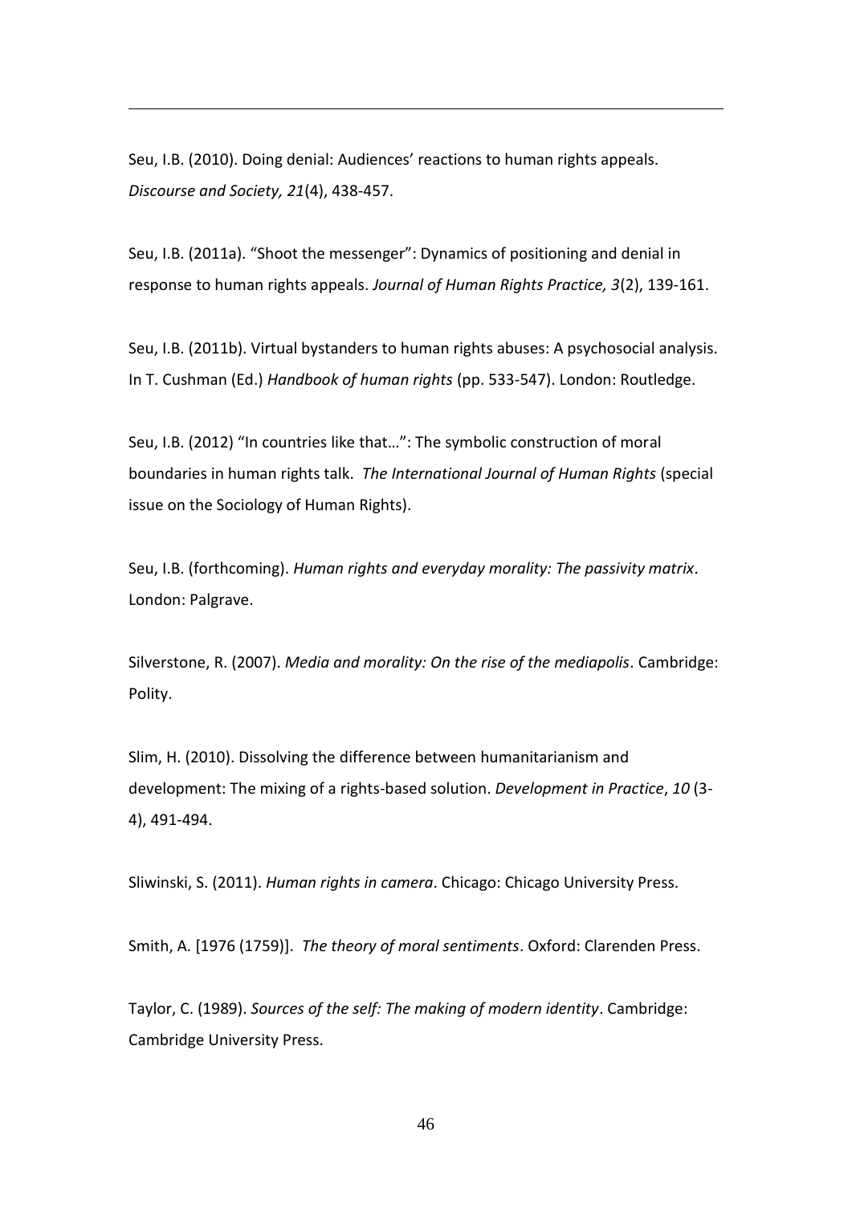Seu, I.B. (2010). Doing denial: Audiences' reactions to human rights appeals. *Discourse and Society, 21*(4), 438-457.

Seu, I.B. (2011a). "Shoot the messenger": Dynamics of positioning and denial in response to human rights appeals. *Journal of Human Rights Practice, 3*(2), 139-161.

Seu, I.B. (2011b). Virtual bystanders to human rights abuses: A psychosocial analysis. In T. Cushman (Ed.) *Handbook of human rights* (pp. 533-547). London: Routledge.

Seu, I.B. (2012) "In countries like that…": The symbolic construction of moral boundaries in human rights talk. *The International Journal of Human Rights* (special issue on the Sociology of Human Rights).

Seu, I.B. (forthcoming). *Human rights and everyday morality: The passivity matrix*. London: Palgrave.

Silverstone, R. (2007). *Media and morality: On the rise of the mediapolis*. Cambridge: Polity.

Slim, H. (2010). Dissolving the difference between humanitarianism and development: The mixing of a rights-based solution. *Development in Practice*, *10* (3-4), 491-494.

Sliwinski, S. (2011). *Human rights in camera*. Chicago: Chicago University Press.

Smith, A. [1976 (1759)]. *The theory of moral sentiments*. Oxford: Clarenden Press.

Taylor, C. (1989). *Sources of the self: The making of modern identity*. Cambridge: Cambridge University Press.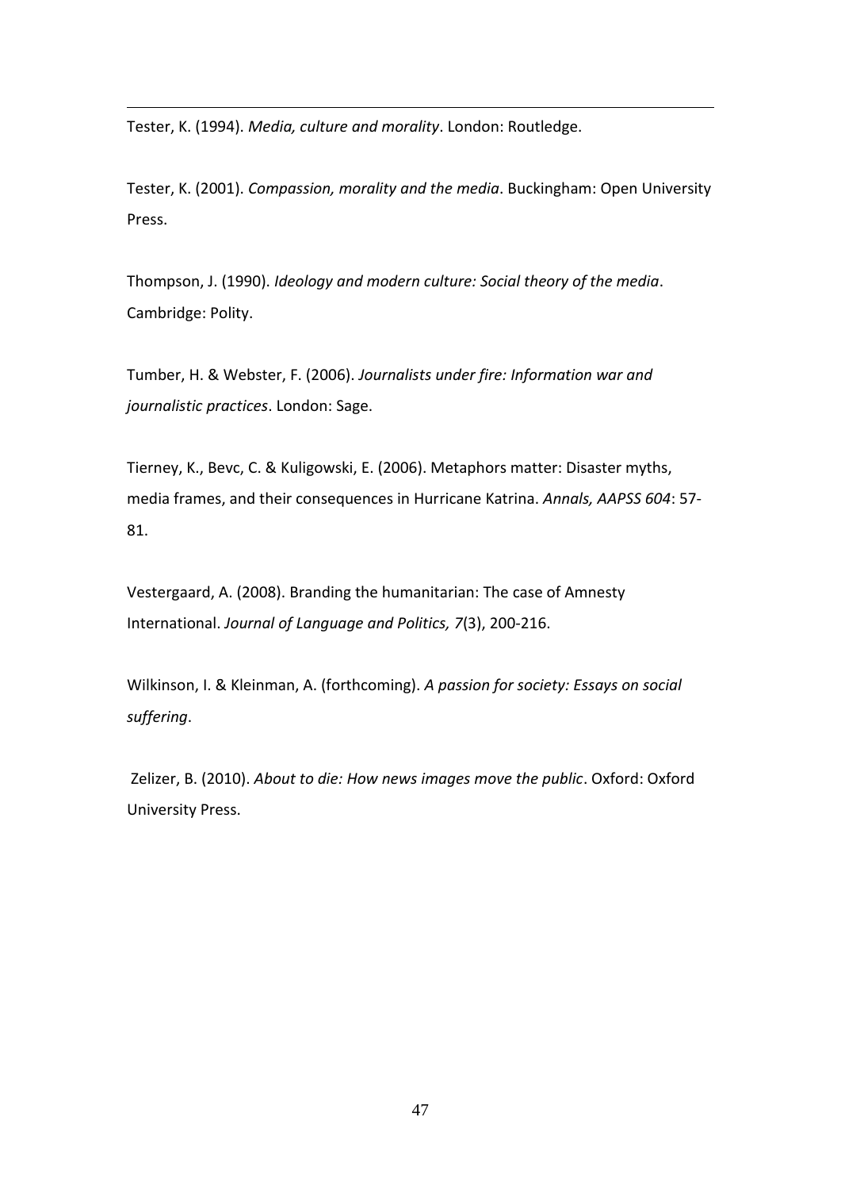Tester, K. (1994). *Media, culture and morality*. London: Routledge.

Tester, K. (2001). *Compassion, morality and the media*. Buckingham: Open University Press.

Thompson, J. (1990). *Ideology and modern culture: Social theory of the media*. Cambridge: Polity.

Tumber, H. & Webster, F. (2006). *Journalists under fire: Information war and journalistic practices*. London: Sage.

Tierney, K., Bevc, C. & Kuligowski, E. (2006). Metaphors matter: Disaster myths, media frames, and their consequences in Hurricane Katrina. *Annals, AAPSS 604*: 57-81.

Vestergaard, A. (2008). Branding the humanitarian: The case of Amnesty International. *Journal of Language and Politics, 7*(3), 200-216.

Wilkinson, I. & Kleinman, A. (forthcoming). *A passion for society: Essays on social suffering*.

Zelizer, B. (2010). *About to die: How news images move the public*. Oxford: Oxford University Press.